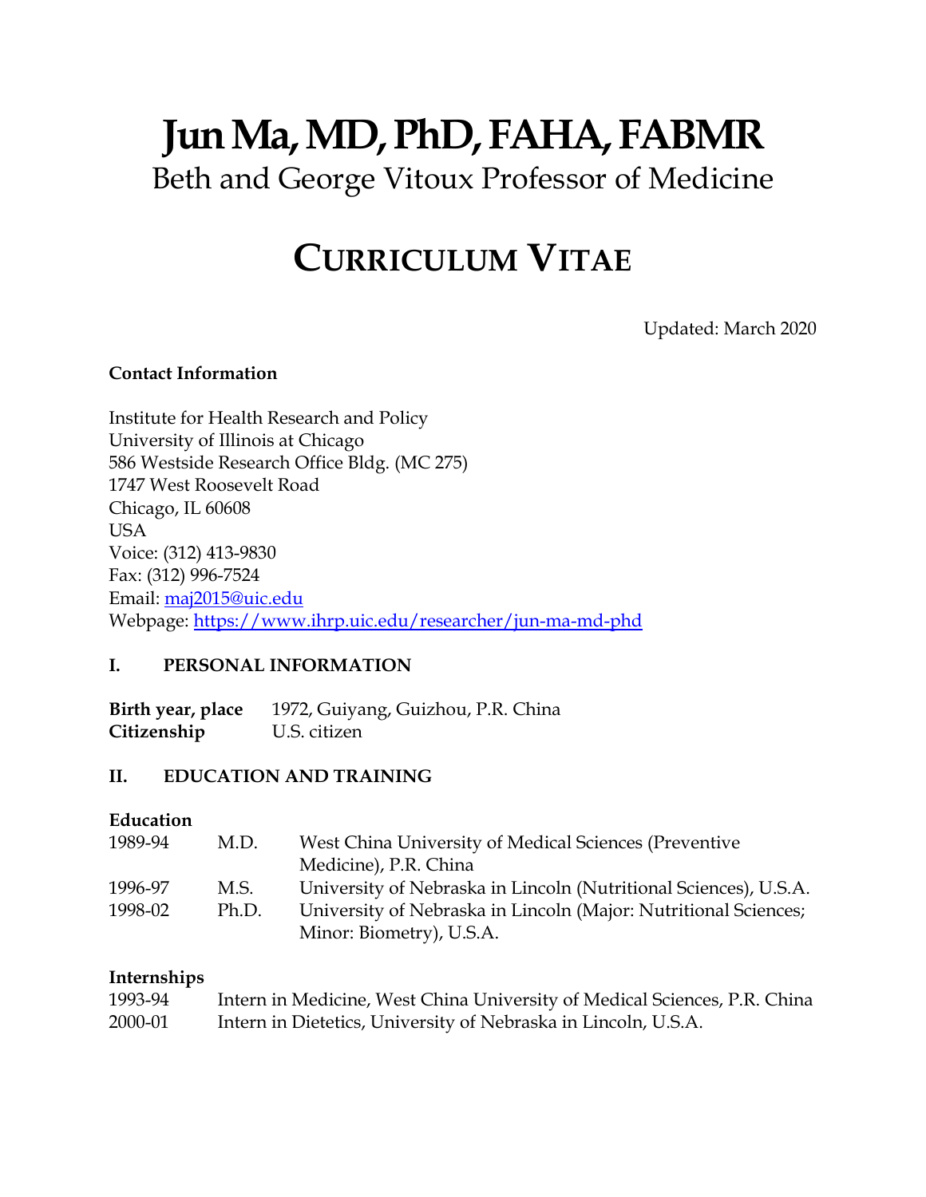# Jun Ma, MD, PhD, FAHA, FABMR

Beth and George Vitoux Professor of Medicine

# CURRICULUM VITAE

Updated: March 2020

**Contact Information**

Institute for Health Research and Policy
University of Illinois at Chicago
586 Westside Research Office Bldg. (MC 275)
1747 West Roosevelt Road
Chicago, IL 60608
USA
Voice: (312) 413-9830
Fax: (312) 996-7524
Email: maj2015@uic.edu
Webpage: https://www.ihrp.uic.edu/researcher/jun-ma-md-phd

## I. PERSONAL INFORMATION

**Birth year, place** 1972, Guiyang, Guizhou, P.R. China
**Citizenship** U.S. citizen

## II. EDUCATION AND TRAINING

**Education**

| | | |
|---|---|---|
| 1989-94 | M.D. | West China University of Medical Sciences (Preventive Medicine), P.R. China |
| 1996-97 | M.S. | University of Nebraska in Lincoln (Nutritional Sciences), U.S.A. |
| 1998-02 | Ph.D. | University of Nebraska in Lincoln (Major: Nutritional Sciences; Minor: Biometry), U.S.A. |

**Internships**

| | |
|---|---|
| 1993-94 | Intern in Medicine, West China University of Medical Sciences, P.R. China |
| 2000-01 | Intern in Dietetics, University of Nebraska in Lincoln, U.S.A. |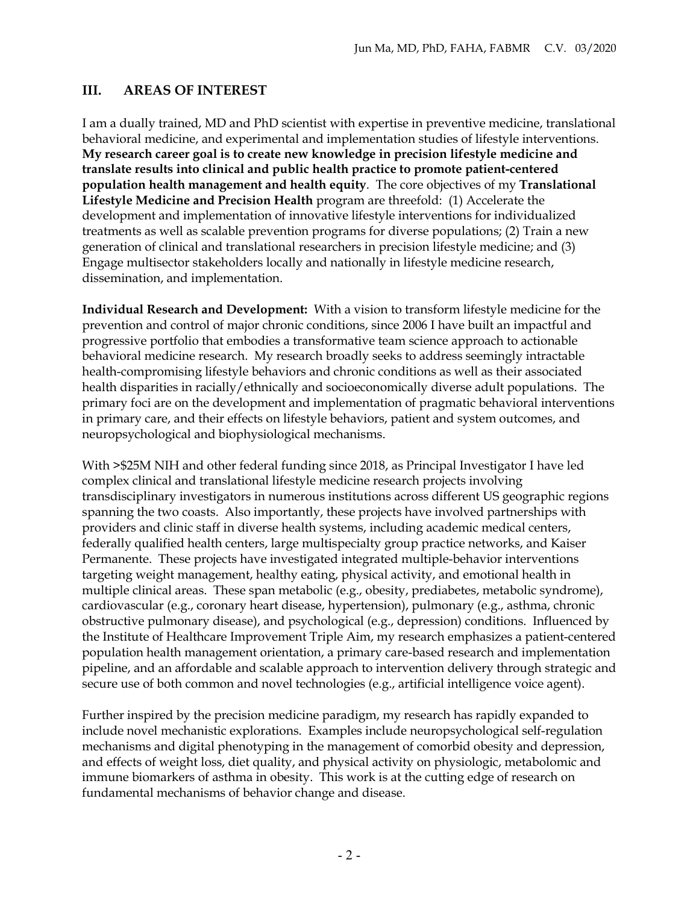## III. AREAS OF INTEREST

I am a dually trained, MD and PhD scientist with expertise in preventive medicine, translational behavioral medicine, and experimental and implementation studies of lifestyle interventions. **My research career goal is to create new knowledge in precision lifestyle medicine and translate results into clinical and public health practice to promote patient-centered population health management and health equity**. The core objectives of my **Translational Lifestyle Medicine and Precision Health** program are threefold: (1) Accelerate the development and implementation of innovative lifestyle interventions for individualized treatments as well as scalable prevention programs for diverse populations; (2) Train a new generation of clinical and translational researchers in precision lifestyle medicine; and (3) Engage multisector stakeholders locally and nationally in lifestyle medicine research, dissemination, and implementation.

**Individual Research and Development:** With a vision to transform lifestyle medicine for the prevention and control of major chronic conditions, since 2006 I have built an impactful and progressive portfolio that embodies a transformative team science approach to actionable behavioral medicine research. My research broadly seeks to address seemingly intractable health-compromising lifestyle behaviors and chronic conditions as well as their associated health disparities in racially/ethnically and socioeconomically diverse adult populations. The primary foci are on the development and implementation of pragmatic behavioral interventions in primary care, and their effects on lifestyle behaviors, patient and system outcomes, and neuropsychological and biophysiological mechanisms.

With >$25M NIH and other federal funding since 2018, as Principal Investigator I have led complex clinical and translational lifestyle medicine research projects involving transdisciplinary investigators in numerous institutions across different US geographic regions spanning the two coasts. Also importantly, these projects have involved partnerships with providers and clinic staff in diverse health systems, including academic medical centers, federally qualified health centers, large multispecialty group practice networks, and Kaiser Permanente. These projects have investigated integrated multiple-behavior interventions targeting weight management, healthy eating, physical activity, and emotional health in multiple clinical areas. These span metabolic (e.g., obesity, prediabetes, metabolic syndrome), cardiovascular (e.g., coronary heart disease, hypertension), pulmonary (e.g., asthma, chronic obstructive pulmonary disease), and psychological (e.g., depression) conditions. Influenced by the Institute of Healthcare Improvement Triple Aim, my research emphasizes a patient-centered population health management orientation, a primary care-based research and implementation pipeline, and an affordable and scalable approach to intervention delivery through strategic and secure use of both common and novel technologies (e.g., artificial intelligence voice agent).

Further inspired by the precision medicine paradigm, my research has rapidly expanded to include novel mechanistic explorations. Examples include neuropsychological self-regulation mechanisms and digital phenotyping in the management of comorbid obesity and depression, and effects of weight loss, diet quality, and physical activity on physiologic, metabolomic and immune biomarkers of asthma in obesity. This work is at the cutting edge of research on fundamental mechanisms of behavior change and disease.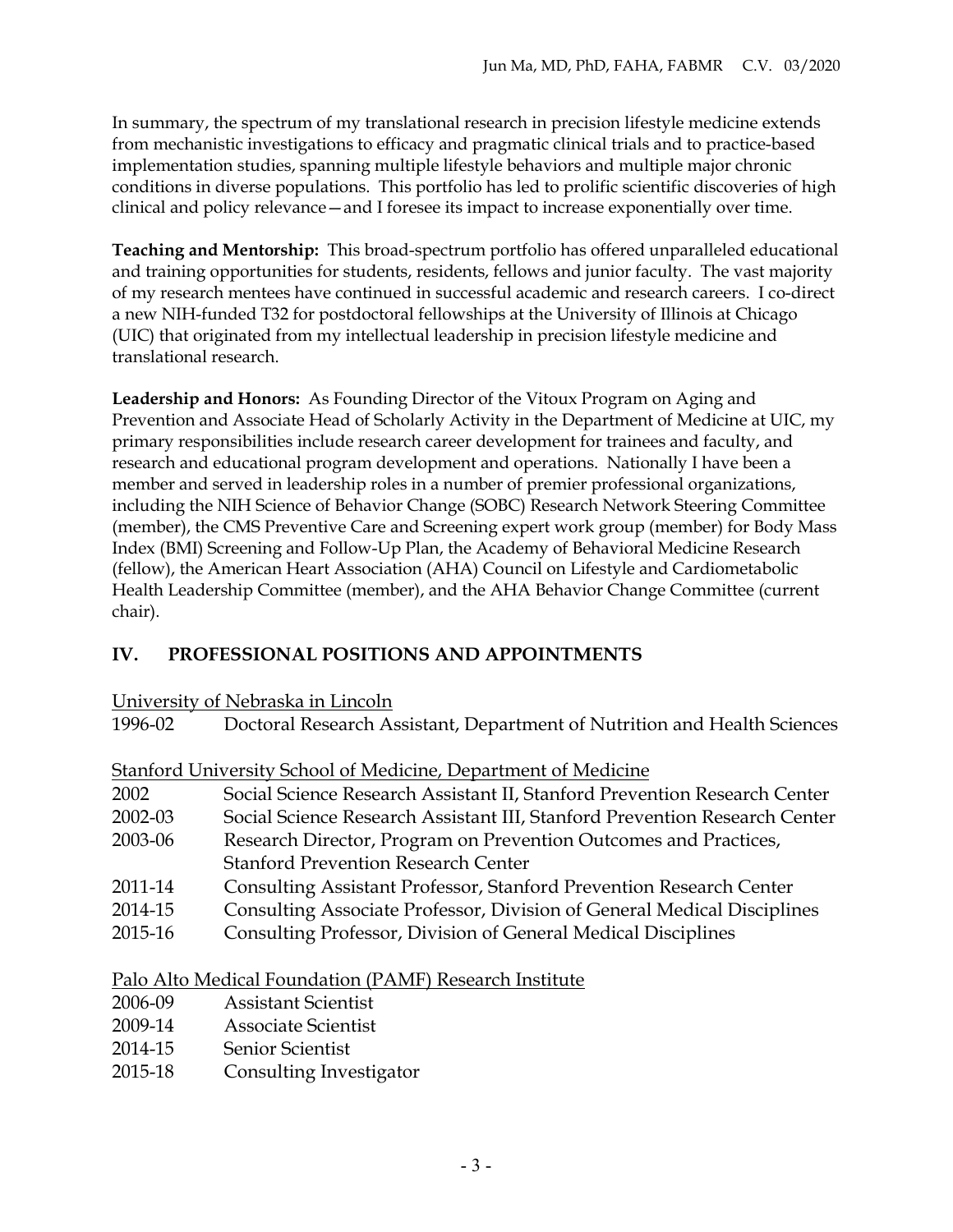In summary, the spectrum of my translational research in precision lifestyle medicine extends from mechanistic investigations to efficacy and pragmatic clinical trials and to practice-based implementation studies, spanning multiple lifestyle behaviors and multiple major chronic conditions in diverse populations. This portfolio has led to prolific scientific discoveries of high clinical and policy relevance—and I foresee its impact to increase exponentially over time.

**Teaching and Mentorship:** This broad-spectrum portfolio has offered unparalleled educational and training opportunities for students, residents, fellows and junior faculty. The vast majority of my research mentees have continued in successful academic and research careers. I co-direct a new NIH-funded T32 for postdoctoral fellowships at the University of Illinois at Chicago (UIC) that originated from my intellectual leadership in precision lifestyle medicine and translational research.

**Leadership and Honors:** As Founding Director of the Vitoux Program on Aging and Prevention and Associate Head of Scholarly Activity in the Department of Medicine at UIC, my primary responsibilities include research career development for trainees and faculty, and research and educational program development and operations. Nationally I have been a member and served in leadership roles in a number of premier professional organizations, including the NIH Science of Behavior Change (SOBC) Research Network Steering Committee (member), the CMS Preventive Care and Screening expert work group (member) for Body Mass Index (BMI) Screening and Follow-Up Plan, the Academy of Behavioral Medicine Research (fellow), the American Heart Association (AHA) Council on Lifestyle and Cardiometabolic Health Leadership Committee (member), and the AHA Behavior Change Committee (current chair).

## IV. PROFESSIONAL POSITIONS AND APPOINTMENTS

<u>University of Nebraska in Lincoln</u>

1996-02 Doctoral Research Assistant, Department of Nutrition and Health Sciences

<u>Stanford University School of Medicine, Department of Medicine</u>

2002 Social Science Research Assistant II, Stanford Prevention Research Center
2002-03 Social Science Research Assistant III, Stanford Prevention Research Center
2003-06 Research Director, Program on Prevention Outcomes and Practices, Stanford Prevention Research Center
2011-14 Consulting Assistant Professor, Stanford Prevention Research Center
2014-15 Consulting Associate Professor, Division of General Medical Disciplines
2015-16 Consulting Professor, Division of General Medical Disciplines

<u>Palo Alto Medical Foundation (PAMF) Research Institute</u>

2006-09 Assistant Scientist
2009-14 Associate Scientist
2014-15 Senior Scientist
2015-18 Consulting Investigator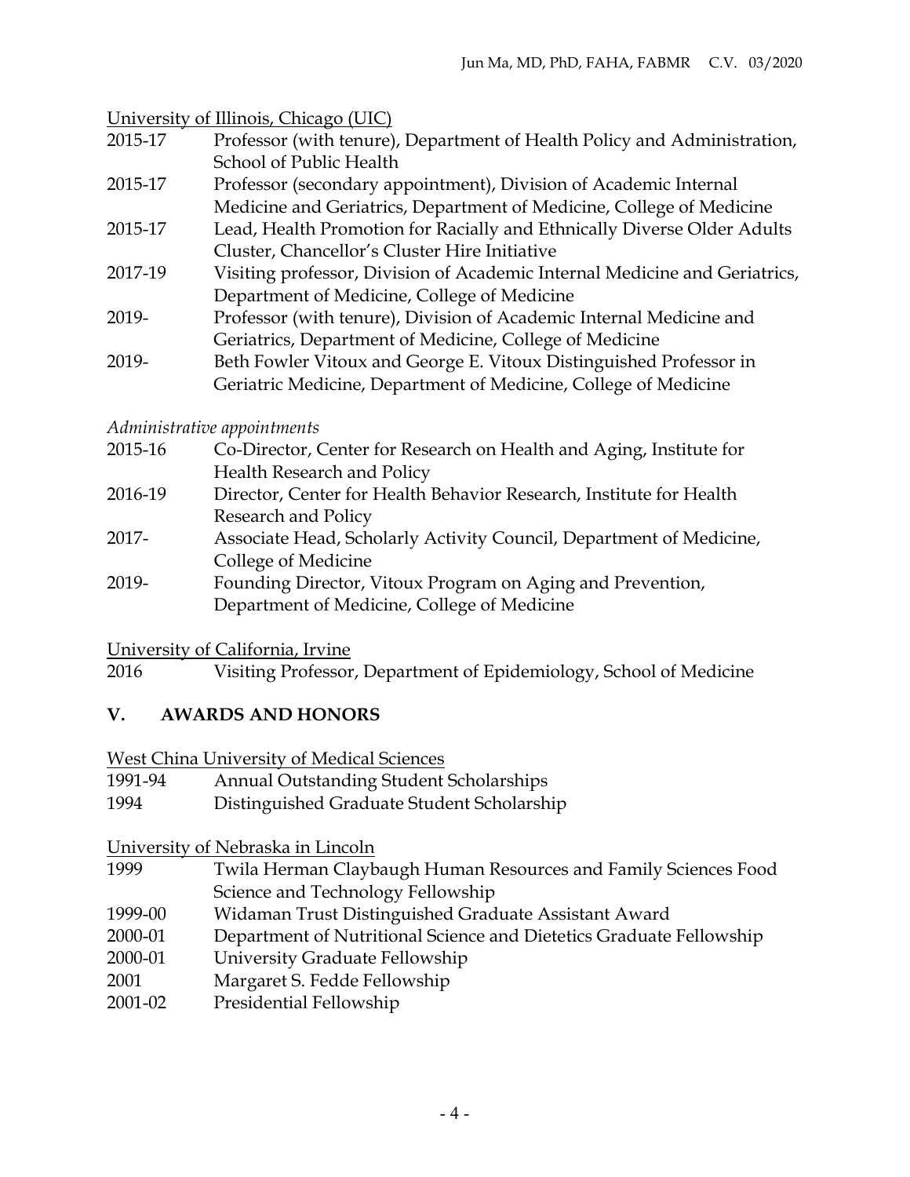<u>University of Illinois, Chicago (UIC)</u>

- 2015-17 Professor (with tenure), Department of Health Policy and Administration, School of Public Health
- 2015-17 Professor (secondary appointment), Division of Academic Internal Medicine and Geriatrics, Department of Medicine, College of Medicine
- 2015-17 Lead, Health Promotion for Racially and Ethnically Diverse Older Adults Cluster, Chancellor's Cluster Hire Initiative
- 2017-19 Visiting professor, Division of Academic Internal Medicine and Geriatrics, Department of Medicine, College of Medicine
- 2019- Professor (with tenure), Division of Academic Internal Medicine and Geriatrics, Department of Medicine, College of Medicine
- 2019- Beth Fowler Vitoux and George E. Vitoux Distinguished Professor in Geriatric Medicine, Department of Medicine, College of Medicine

*Administrative appointments*

- 2015-16 Co-Director, Center for Research on Health and Aging, Institute for Health Research and Policy
- 2016-19 Director, Center for Health Behavior Research, Institute for Health Research and Policy
- 2017- Associate Head, Scholarly Activity Council, Department of Medicine, College of Medicine
- 2019- Founding Director, Vitoux Program on Aging and Prevention, Department of Medicine, College of Medicine

<u>University of California, Irvine</u>

- 2016 Visiting Professor, Department of Epidemiology, School of Medicine

## V. AWARDS AND HONORS

<u>West China University of Medical Sciences</u>

- 1991-94 Annual Outstanding Student Scholarships
- 1994 Distinguished Graduate Student Scholarship

<u>University of Nebraska in Lincoln</u>

- 1999 Twila Herman Claybaugh Human Resources and Family Sciences Food Science and Technology Fellowship
- 1999-00 Widaman Trust Distinguished Graduate Assistant Award
- 2000-01 Department of Nutritional Science and Dietetics Graduate Fellowship
- 2000-01 University Graduate Fellowship
- 2001 Margaret S. Fedde Fellowship
- 2001-02 Presidential Fellowship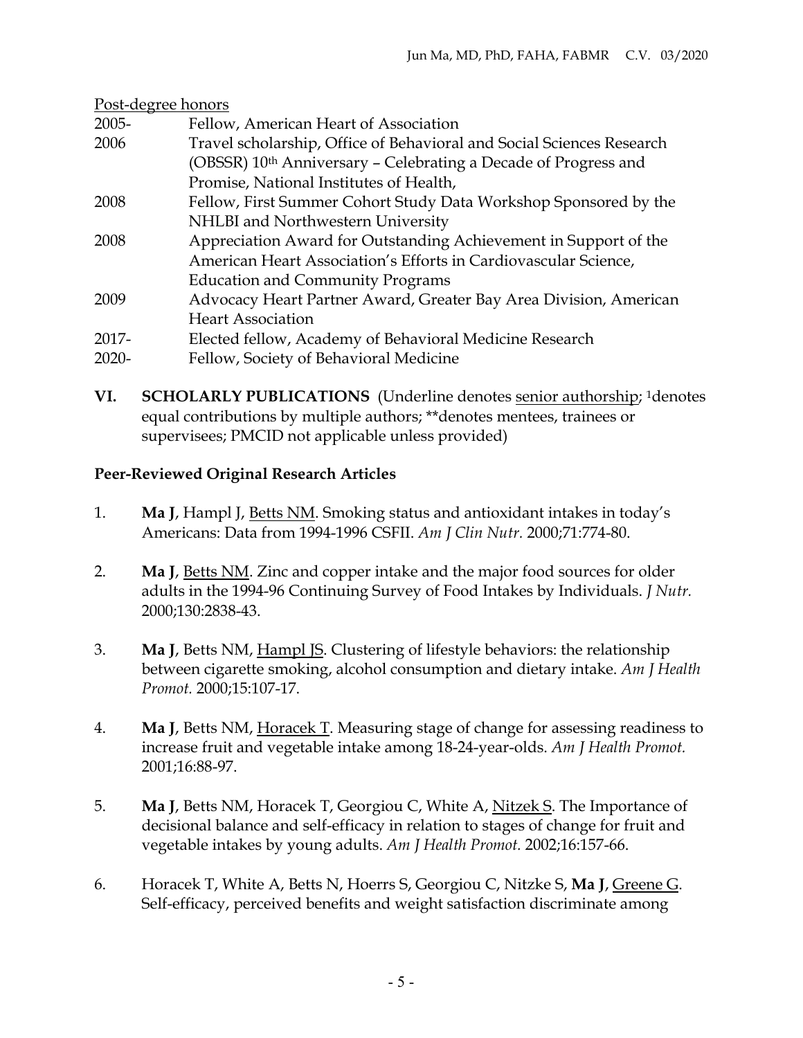<u>Post-degree honors</u>

| | |
|---|---|
| 2005- | Fellow, American Heart of Association |
| 2006 | Travel scholarship, Office of Behavioral and Social Sciences Research (OBSSR) 10th Anniversary – Celebrating a Decade of Progress and Promise, National Institutes of Health, |
| 2008 | Fellow, First Summer Cohort Study Data Workshop Sponsored by the NHLBI and Northwestern University |
| 2008 | Appreciation Award for Outstanding Achievement in Support of the American Heart Association's Efforts in Cardiovascular Science, Education and Community Programs |
| 2009 | Advocacy Heart Partner Award, Greater Bay Area Division, American Heart Association |
| 2017- | Elected fellow, Academy of Behavioral Medicine Research |
| 2020- | Fellow, Society of Behavioral Medicine |

## VI. SCHOLARLY PUBLICATIONS (Underline denotes <u>senior authorship</u>; [1]denotes equal contributions by multiple authors; **denotes mentees, trainees or supervisees; PMCID not applicable unless provided)

### Peer-Reviewed Original Research Articles

1. **Ma J**, Hampl J, <u>Betts NM</u>. Smoking status and antioxidant intakes in today's Americans: Data from 1994-1996 CSFII. *Am J Clin Nutr.* 2000;71:774-80.

2. **Ma J**, <u>Betts NM</u>. Zinc and copper intake and the major food sources for older adults in the 1994-96 Continuing Survey of Food Intakes by Individuals. *J Nutr.* 2000;130:2838-43.

3. **Ma J**, Betts NM, <u>Hampl JS</u>. Clustering of lifestyle behaviors: the relationship between cigarette smoking, alcohol consumption and dietary intake. *Am J Health Promot.* 2000;15:107-17.

4. **Ma J**, Betts NM, <u>Horacek T</u>. Measuring stage of change for assessing readiness to increase fruit and vegetable intake among 18-24-year-olds. *Am J Health Promot.* 2001;16:88-97.

5. **Ma J**, Betts NM, Horacek T, Georgiou C, White A, <u>Nitzek S</u>. The Importance of decisional balance and self-efficacy in relation to stages of change for fruit and vegetable intakes by young adults. *Am J Health Promot.* 2002;16:157-66.

6. Horacek T, White A, Betts N, Hoerrs S, Georgiou C, Nitzke S, **Ma J**, <u>Greene G</u>. Self-efficacy, perceived benefits and weight satisfaction discriminate among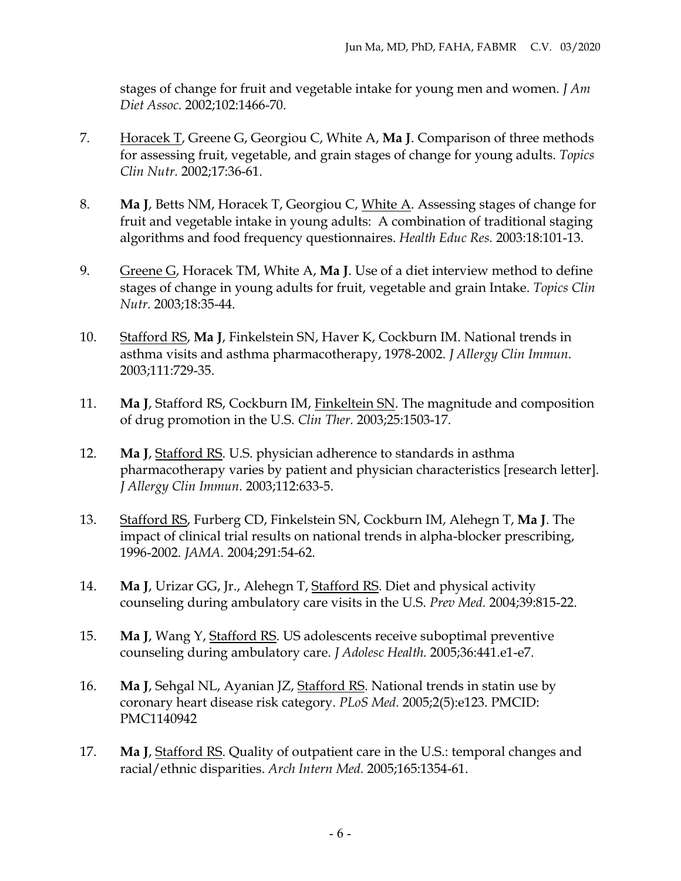stages of change for fruit and vegetable intake for young men and women. *J Am Diet Assoc.* 2002;102:1466-70.

7. <u>Horacek T</u>, Greene G, Georgiou C, White A, **Ma J**. Comparison of three methods for assessing fruit, vegetable, and grain stages of change for young adults. *Topics Clin Nutr.* 2002;17:36-61.

8. **Ma J**, Betts NM, Horacek T, Georgiou C, <u>White A</u>. Assessing stages of change for fruit and vegetable intake in young adults: A combination of traditional staging algorithms and food frequency questionnaires. *Health Educ Res.* 2003:18:101-13.

9. <u>Greene G</u>, Horacek TM, White A, **Ma J**. Use of a diet interview method to define stages of change in young adults for fruit, vegetable and grain Intake. *Topics Clin Nutr.* 2003;18:35-44.

10. <u>Stafford RS</u>, **Ma J**, Finkelstein SN, Haver K, Cockburn IM. National trends in asthma visits and asthma pharmacotherapy, 1978-2002. *J Allergy Clin Immun.* 2003;111:729-35.

11. **Ma J**, Stafford RS, Cockburn IM, <u>Finkeltein SN</u>. The magnitude and composition of drug promotion in the U.S. *Clin Ther.* 2003;25:1503-17.

12. **Ma J**, <u>Stafford RS</u>. U.S. physician adherence to standards in asthma pharmacotherapy varies by patient and physician characteristics [research letter]. *J Allergy Clin Immun.* 2003;112:633-5.

13. <u>Stafford RS</u>, Furberg CD, Finkelstein SN, Cockburn IM, Alehegn T, **Ma J**. The impact of clinical trial results on national trends in alpha-blocker prescribing, 1996-2002. *JAMA.* 2004;291:54-62.

14. **Ma J**, Urizar GG, Jr., Alehegn T, <u>Stafford RS</u>. Diet and physical activity counseling during ambulatory care visits in the U.S. *Prev Med.* 2004;39:815-22.

15. **Ma J**, Wang Y, <u>Stafford RS</u>. US adolescents receive suboptimal preventive counseling during ambulatory care. *J Adolesc Health.* 2005;36:441.e1-e7.

16. **Ma J**, Sehgal NL, Ayanian JZ, <u>Stafford RS</u>. National trends in statin use by coronary heart disease risk category. *PLoS Med.* 2005;2(5):e123. PMCID: PMC1140942

17. **Ma J**, <u>Stafford RS</u>. Quality of outpatient care in the U.S.: temporal changes and racial/ethnic disparities. *Arch Intern Med.* 2005;165:1354-61.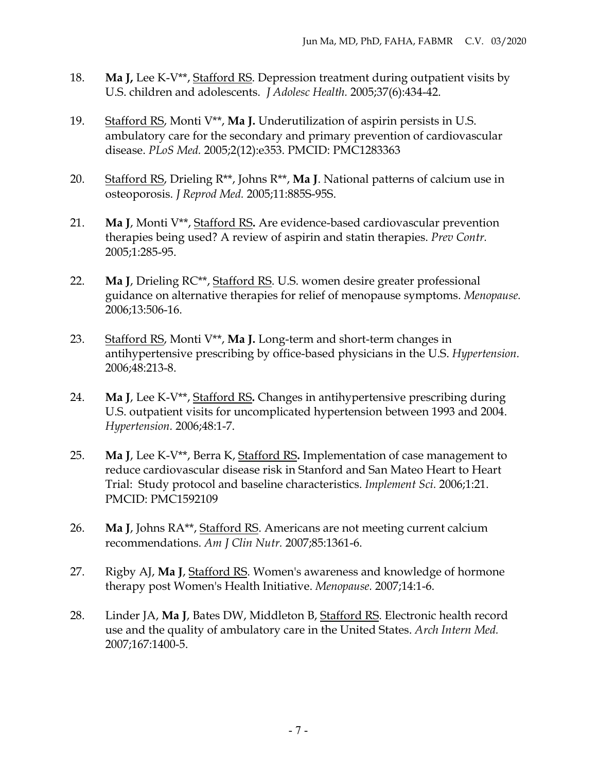18. **Ma J,** Lee K-V**, Stafford RS. Depression treatment during outpatient visits by U.S. children and adolescents. *J Adolesc Health.* 2005;37(6):434-42.

19. Stafford RS, Monti V**, **Ma J.** Underutilization of aspirin persists in U.S. ambulatory care for the secondary and primary prevention of cardiovascular disease. *PLoS Med.* 2005;2(12):e353. PMCID: PMC1283363

20. Stafford RS, Drieling R**, Johns R**, **Ma J**. National patterns of calcium use in osteoporosis. *J Reprod Med.* 2005;11:885S-95S.

21. **Ma J**, Monti V**, Stafford RS**.** Are evidence-based cardiovascular prevention therapies being used? A review of aspirin and statin therapies. *Prev Contr.* 2005;1:285-95.

22. **Ma J**, Drieling RC**, Stafford RS. U.S. women desire greater professional guidance on alternative therapies for relief of menopause symptoms. *Menopause.* 2006;13:506-16.

23. Stafford RS, Monti V**, **Ma J.** Long-term and short-term changes in antihypertensive prescribing by office-based physicians in the U.S. *Hypertension.* 2006;48:213-8.

24. **Ma J**, Lee K-V**, Stafford RS**.** Changes in antihypertensive prescribing during U.S. outpatient visits for uncomplicated hypertension between 1993 and 2004. *Hypertension.* 2006;48:1-7.

25. **Ma J**, Lee K-V**, Berra K, Stafford RS**.** Implementation of case management to reduce cardiovascular disease risk in Stanford and San Mateo Heart to Heart Trial: Study protocol and baseline characteristics. *Implement Sci.* 2006;1:21. PMCID: PMC1592109

26. **Ma J**, Johns RA**, Stafford RS. Americans are not meeting current calcium recommendations. *Am J Clin Nutr.* 2007;85:1361-6.

27. Rigby AJ, **Ma J**, Stafford RS. Women's awareness and knowledge of hormone therapy post Women's Health Initiative. *Menopause.* 2007;14:1-6.

28. Linder JA, **Ma J**, Bates DW, Middleton B, Stafford RS. Electronic health record use and the quality of ambulatory care in the United States. *Arch Intern Med.* 2007;167:1400-5.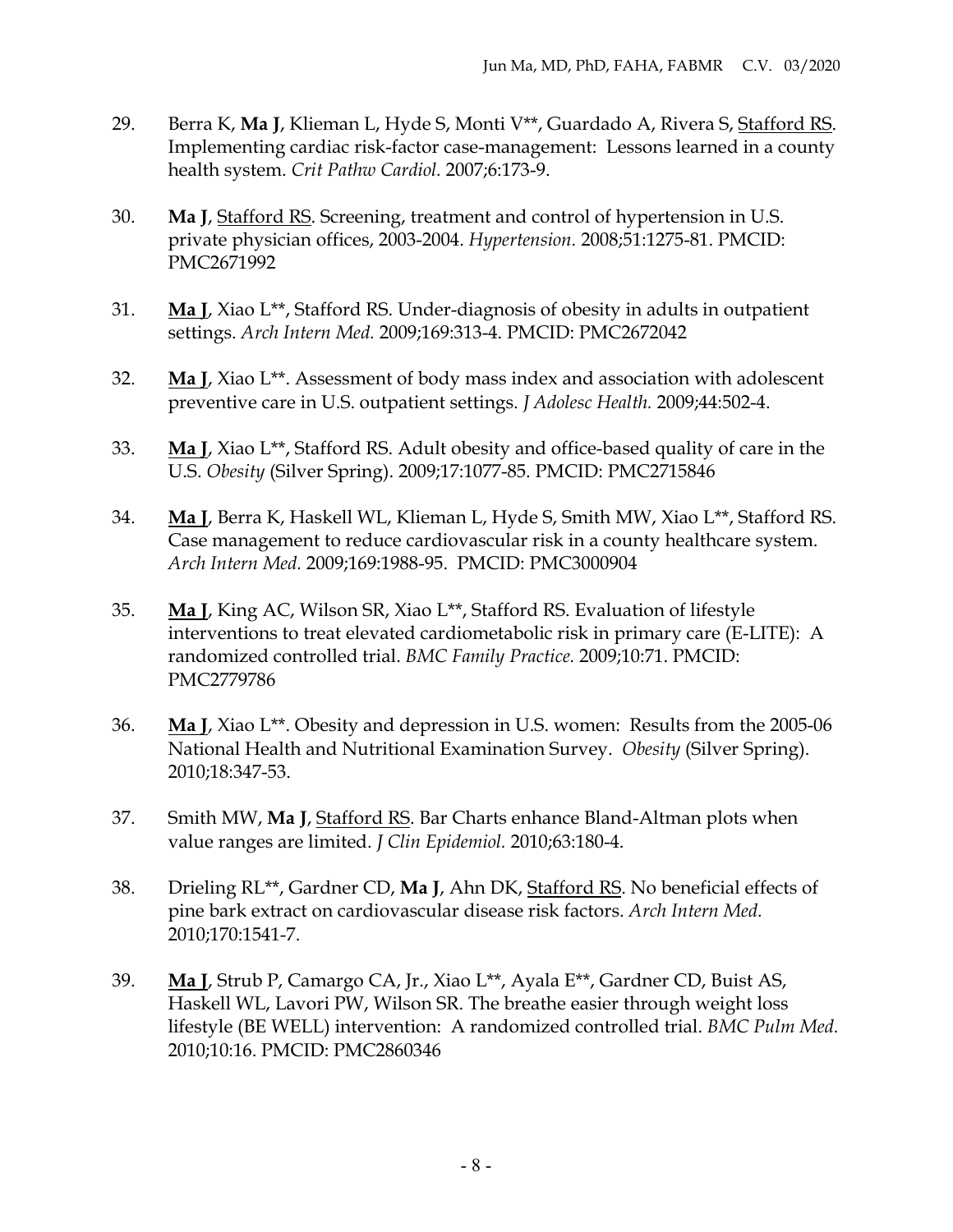29. Berra K, **Ma J**, Klieman L, Hyde S, Monti V**, Guardado A, Rivera S, <u>Stafford RS</u>. Implementing cardiac risk-factor case-management: Lessons learned in a county health system. *Crit Pathw Cardiol.* 2007;6:173-9.

30. **Ma J**, <u>Stafford RS</u>. Screening, treatment and control of hypertension in U.S. private physician offices, 2003-2004. *Hypertension.* 2008;51:1275-81. PMCID: PMC2671992

31. <u>**Ma J**</u>, Xiao L**, Stafford RS. Under-diagnosis of obesity in adults in outpatient settings. *Arch Intern Med.* 2009;169:313-4. PMCID: PMC2672042

32. <u>**Ma J**</u>, Xiao L**. Assessment of body mass index and association with adolescent preventive care in U.S. outpatient settings. *J Adolesc Health.* 2009;44:502-4.

33. <u>**Ma J**</u>, Xiao L**, Stafford RS. Adult obesity and office-based quality of care in the U.S. *Obesity* (Silver Spring). 2009;17:1077-85. PMCID: PMC2715846

34. <u>**Ma J**</u>, Berra K, Haskell WL, Klieman L, Hyde S, Smith MW, Xiao L**, Stafford RS. Case management to reduce cardiovascular risk in a county healthcare system. *Arch Intern Med.* 2009;169:1988-95. PMCID: PMC3000904

35. <u>**Ma J**</u>, King AC, Wilson SR, Xiao L**, Stafford RS. Evaluation of lifestyle interventions to treat elevated cardiometabolic risk in primary care (E-LITE): A randomized controlled trial. *BMC Family Practice.* 2009;10:71. PMCID: PMC2779786

36. <u>**Ma J**</u>, Xiao L**. Obesity and depression in U.S. women: Results from the 2005-06 National Health and Nutritional Examination Survey. *Obesity* (Silver Spring). 2010;18:347-53.

37. Smith MW, **Ma J**, <u>Stafford RS</u>. Bar Charts enhance Bland-Altman plots when value ranges are limited. *J Clin Epidemiol.* 2010;63:180-4.

38. Drieling RL**, Gardner CD, **Ma J**, Ahn DK, <u>Stafford RS</u>. No beneficial effects of pine bark extract on cardiovascular disease risk factors. *Arch Intern Med.* 2010;170:1541-7.

39. <u>**Ma J**</u>, Strub P, Camargo CA, Jr., Xiao L**, Ayala E**, Gardner CD, Buist AS, Haskell WL, Lavori PW, Wilson SR. The breathe easier through weight loss lifestyle (BE WELL) intervention: A randomized controlled trial. *BMC Pulm Med.* 2010;10:16. PMCID: PMC2860346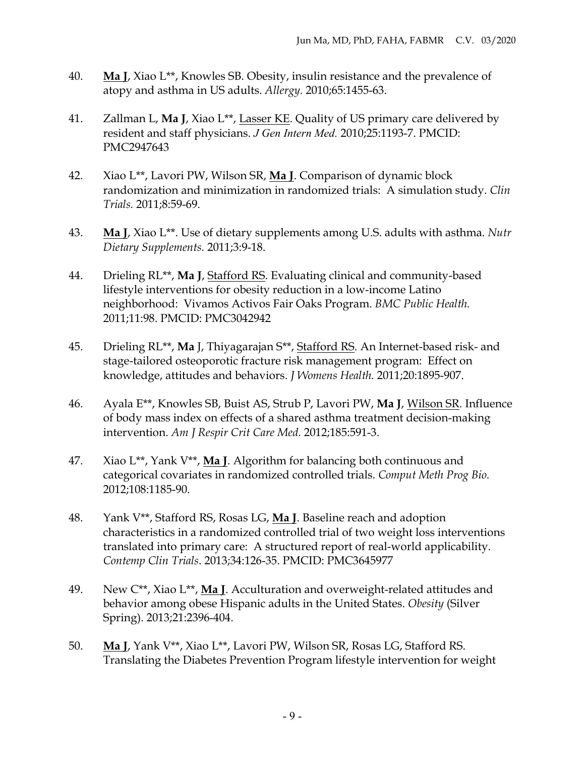40. **Ma J**, Xiao L**, Knowles SB. Obesity, insulin resistance and the prevalence of atopy and asthma in US adults. *Allergy.* 2010;65:1455-63.

41. Zallman L, **Ma J**, Xiao L**, Lasser KE. Quality of US primary care delivered by resident and staff physicians. *J Gen Intern Med.* 2010;25:1193-7. PMCID: PMC2947643

42. Xiao L**, Lavori PW, Wilson SR, **Ma J**. Comparison of dynamic block randomization and minimization in randomized trials: A simulation study. *Clin Trials.* 2011;8:59-69.

43. **Ma J**, Xiao L**. Use of dietary supplements among U.S. adults with asthma. *Nutr Dietary Supplements.* 2011;3:9-18.

44. Drieling RL**, **Ma J**, Stafford RS. Evaluating clinical and community-based lifestyle interventions for obesity reduction in a low-income Latino neighborhood: Vivamos Activos Fair Oaks Program. *BMC Public Health.* 2011;11:98. PMCID: PMC3042942

45. Drieling RL**, **Ma** J, Thiyagarajan S**, Stafford RS. An Internet-based risk- and stage-tailored osteoporotic fracture risk management program: Effect on knowledge, attitudes and behaviors. *J Womens Health.* 2011;20:1895-907.

46. Ayala E**, Knowles SB, Buist AS, Strub P, Lavori PW, **Ma J**, Wilson SR. Influence of body mass index on effects of a shared asthma treatment decision-making intervention. *Am J Respir Crit Care Med.* 2012;185:591-3.

47. Xiao L**, Yank V**, **Ma J**. Algorithm for balancing both continuous and categorical covariates in randomized controlled trials. *Comput Meth Prog Bio.* 2012;108:1185-90.

48. Yank V**, Stafford RS, Rosas LG, **Ma J**. Baseline reach and adoption characteristics in a randomized controlled trial of two weight loss interventions translated into primary care: A structured report of real-world applicability. *Contemp Clin Trials*. 2013;34:126-35. PMCID: PMC3645977

49. New C**, Xiao L**, **Ma J**. Acculturation and overweight-related attitudes and behavior among obese Hispanic adults in the United States. *Obesity* (Silver Spring). 2013;21:2396-404.

50. **Ma J**, Yank V**, Xiao L**, Lavori PW, Wilson SR, Rosas LG, Stafford RS. Translating the Diabetes Prevention Program lifestyle intervention for weight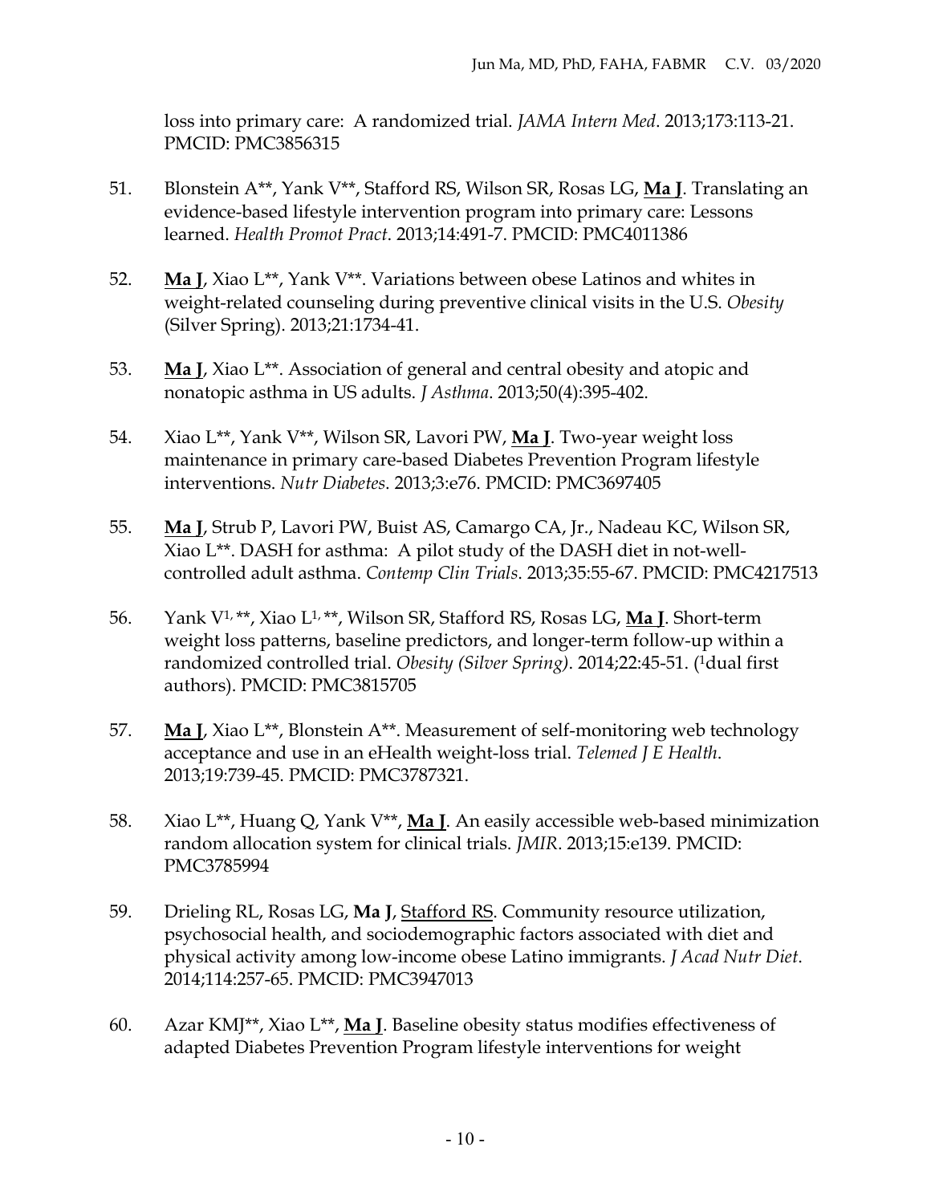loss into primary care: A randomized trial. *JAMA Intern Med*. 2013;173:113-21. PMCID: PMC3856315

51. Blonstein A**, Yank V**, Stafford RS, Wilson SR, Rosas LG, **Ma J**. Translating an evidence-based lifestyle intervention program into primary care: Lessons learned. *Health Promot Pract*. 2013;14:491-7. PMCID: PMC4011386

52. **Ma J**, Xiao L**, Yank V**. Variations between obese Latinos and whites in weight-related counseling during preventive clinical visits in the U.S. *Obesity* (Silver Spring). 2013;21:1734-41.

53. **Ma J**, Xiao L**. Association of general and central obesity and atopic and nonatopic asthma in US adults. *J Asthma*. 2013;50(4):395-402.

54. Xiao L**, Yank V**, Wilson SR, Lavori PW, **Ma J**. Two-year weight loss maintenance in primary care-based Diabetes Prevention Program lifestyle interventions. *Nutr Diabetes*. 2013;3:e76. PMCID: PMC3697405

55. **Ma J**, Strub P, Lavori PW, Buist AS, Camargo CA, Jr., Nadeau KC, Wilson SR, Xiao L**. DASH for asthma: A pilot study of the DASH diet in not-well-controlled adult asthma. *Contemp Clin Trials*. 2013;35:55-67. PMCID: PMC4217513

56. Yank V[1,]**, Xiao L[1,]**, Wilson SR, Stafford RS, Rosas LG, **Ma J**. Short-term weight loss patterns, baseline predictors, and longer-term follow-up within a randomized controlled trial. *Obesity (Silver Spring)*. 2014;22:45-51. ([1]dual first authors). PMCID: PMC3815705

57. **Ma J**, Xiao L**, Blonstein A**. Measurement of self-monitoring web technology acceptance and use in an eHealth weight-loss trial. *Telemed J E Health*. 2013;19:739-45. PMCID: PMC3787321.

58. Xiao L**, Huang Q, Yank V**, **Ma J**. An easily accessible web-based minimization random allocation system for clinical trials. *JMIR*. 2013;15:e139. PMCID: PMC3785994

59. Drieling RL, Rosas LG, **Ma J**, Stafford RS. Community resource utilization, psychosocial health, and sociodemographic factors associated with diet and physical activity among low-income obese Latino immigrants. *J Acad Nutr Diet*. 2014;114:257-65. PMCID: PMC3947013

60. Azar KMJ**, Xiao L**, **Ma J**. Baseline obesity status modifies effectiveness of adapted Diabetes Prevention Program lifestyle interventions for weight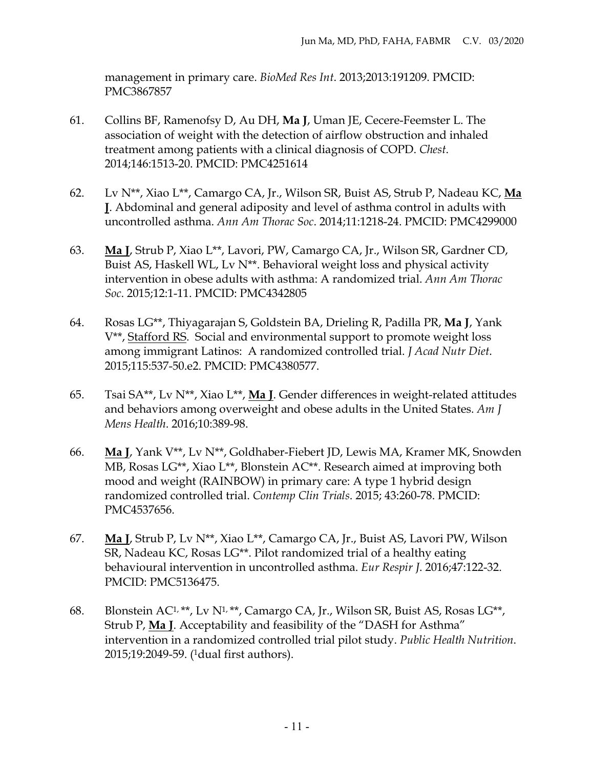management in primary care. *BioMed Res Int*. 2013;2013:191209. PMCID: PMC3867857

61. Collins BF, Ramenofsy D, Au DH, **Ma J**, Uman JE, Cecere-Feemster L. The association of weight with the detection of airflow obstruction and inhaled treatment among patients with a clinical diagnosis of COPD. *Chest*. 2014;146:1513-20. PMCID: PMC4251614

62. Lv N**, Xiao L**, Camargo CA, Jr., Wilson SR, Buist AS, Strub P, Nadeau KC, <u>**Ma J**</u>. Abdominal and general adiposity and level of asthma control in adults with uncontrolled asthma. *Ann Am Thorac Soc*. 2014;11:1218-24. PMCID: PMC4299000

63. <u>**Ma J**</u>, Strub P, Xiao L**, Lavori, PW, Camargo CA, Jr., Wilson SR, Gardner CD, Buist AS, Haskell WL, Lv N**. Behavioral weight loss and physical activity intervention in obese adults with asthma: A randomized trial. *Ann Am Thorac Soc*. 2015;12:1-11. PMCID: PMC4342805

64. Rosas LG**, Thiyagarajan S, Goldstein BA, Drieling R, Padilla PR, **Ma J**, Yank V**, <u>Stafford RS</u>. Social and environmental support to promote weight loss among immigrant Latinos: A randomized controlled trial. *J Acad Nutr Diet*. 2015;115:537-50.e2. PMCID: PMC4380577.

65. Tsai SA**, Lv N**, Xiao L**, <u>**Ma J**</u>. Gender differences in weight-related attitudes and behaviors among overweight and obese adults in the United States. *Am J Mens Health*. 2016;10:389-98.

66. <u>**Ma J**</u>, Yank V**, Lv N**, Goldhaber-Fiebert JD, Lewis MA, Kramer MK, Snowden MB, Rosas LG**, Xiao L**, Blonstein AC**. Research aimed at improving both mood and weight (RAINBOW) in primary care: A type 1 hybrid design randomized controlled trial. *Contemp Clin Trials*. 2015; 43:260-78. PMCID: PMC4537656.

67. <u>**Ma J**</u>, Strub P, Lv N**, Xiao L**, Camargo CA, Jr., Buist AS, Lavori PW, Wilson SR, Nadeau KC, Rosas LG**. Pilot randomized trial of a healthy eating behavioural intervention in uncontrolled asthma. *Eur Respir J*. 2016;47:122-32. PMCID: PMC5136475.

68. Blonstein AC[1,]**, Lv N[1,]**, Camargo CA, Jr., Wilson SR, Buist AS, Rosas LG**, Strub P, <u>**Ma J**</u>. Acceptability and feasibility of the "DASH for Asthma" intervention in a randomized controlled trial pilot study. *Public Health Nutrition*. 2015;19:2049-59. ([1]dual first authors).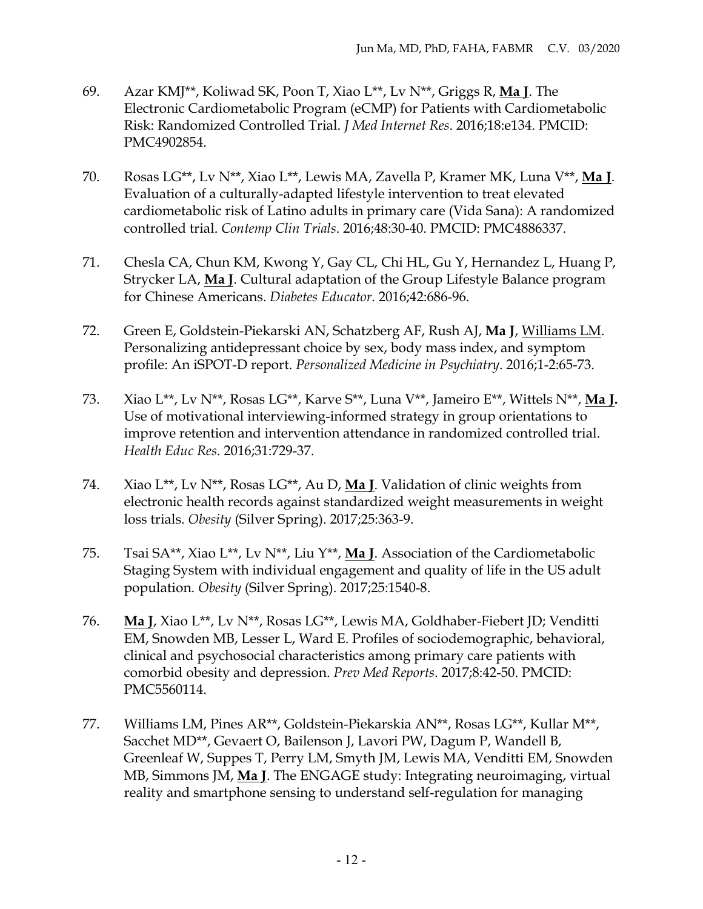69. Azar KMJ**, Koliwad SK, Poon T, Xiao L**, Lv N**, Griggs R, **Ma J**. The Electronic Cardiometabolic Program (eCMP) for Patients with Cardiometabolic Risk: Randomized Controlled Trial. *J Med Internet Res*. 2016;18:e134. PMCID: PMC4902854.

70. Rosas LG**, Lv N**, Xiao L**, Lewis MA, Zavella P, Kramer MK, Luna V**, **Ma J**. Evaluation of a culturally-adapted lifestyle intervention to treat elevated cardiometabolic risk of Latino adults in primary care (Vida Sana): A randomized controlled trial. *Contemp Clin Trials*. 2016;48:30-40. PMCID: PMC4886337.

71. Chesla CA, Chun KM, Kwong Y, Gay CL, Chi HL, Gu Y, Hernandez L, Huang P, Strycker LA, **Ma J**. Cultural adaptation of the Group Lifestyle Balance program for Chinese Americans. *Diabetes Educator*. 2016;42:686-96.

72. Green E, Goldstein-Piekarski AN, Schatzberg AF, Rush AJ, **Ma J**, Williams LM. Personalizing antidepressant choice by sex, body mass index, and symptom profile: An iSPOT-D report. *Personalized Medicine in Psychiatry*. 2016;1-2:65-73.

73. Xiao L**, Lv N**, Rosas LG**, Karve S**, Luna V**, Jameiro E**, Wittels N**, **Ma J.** Use of motivational interviewing-informed strategy in group orientations to improve retention and intervention attendance in randomized controlled trial. *Health Educ Res*. 2016;31:729-37.

74. Xiao L**, Lv N**, Rosas LG**, Au D, **Ma J**. Validation of clinic weights from electronic health records against standardized weight measurements in weight loss trials. *Obesity* (Silver Spring). 2017;25:363-9.

75. Tsai SA**, Xiao L**, Lv N**, Liu Y**, **Ma J**. Association of the Cardiometabolic Staging System with individual engagement and quality of life in the US adult population. *Obesity* (Silver Spring). 2017;25:1540-8.

76. **Ma J**, Xiao L**, Lv N**, Rosas LG**, Lewis MA, Goldhaber-Fiebert JD; Venditti EM, Snowden MB, Lesser L, Ward E. Profiles of sociodemographic, behavioral, clinical and psychosocial characteristics among primary care patients with comorbid obesity and depression. *Prev Med Reports*. 2017;8:42-50. PMCID: PMC5560114.

77. Williams LM, Pines AR**, Goldstein-Piekarskia AN**, Rosas LG**, Kullar M**, Sacchet MD**, Gevaert O, Bailenson J, Lavori PW, Dagum P, Wandell B, Greenleaf W, Suppes T, Perry LM, Smyth JM, Lewis MA, Venditti EM, Snowden MB, Simmons JM, **Ma J**. The ENGAGE study: Integrating neuroimaging, virtual reality and smartphone sensing to understand self-regulation for managing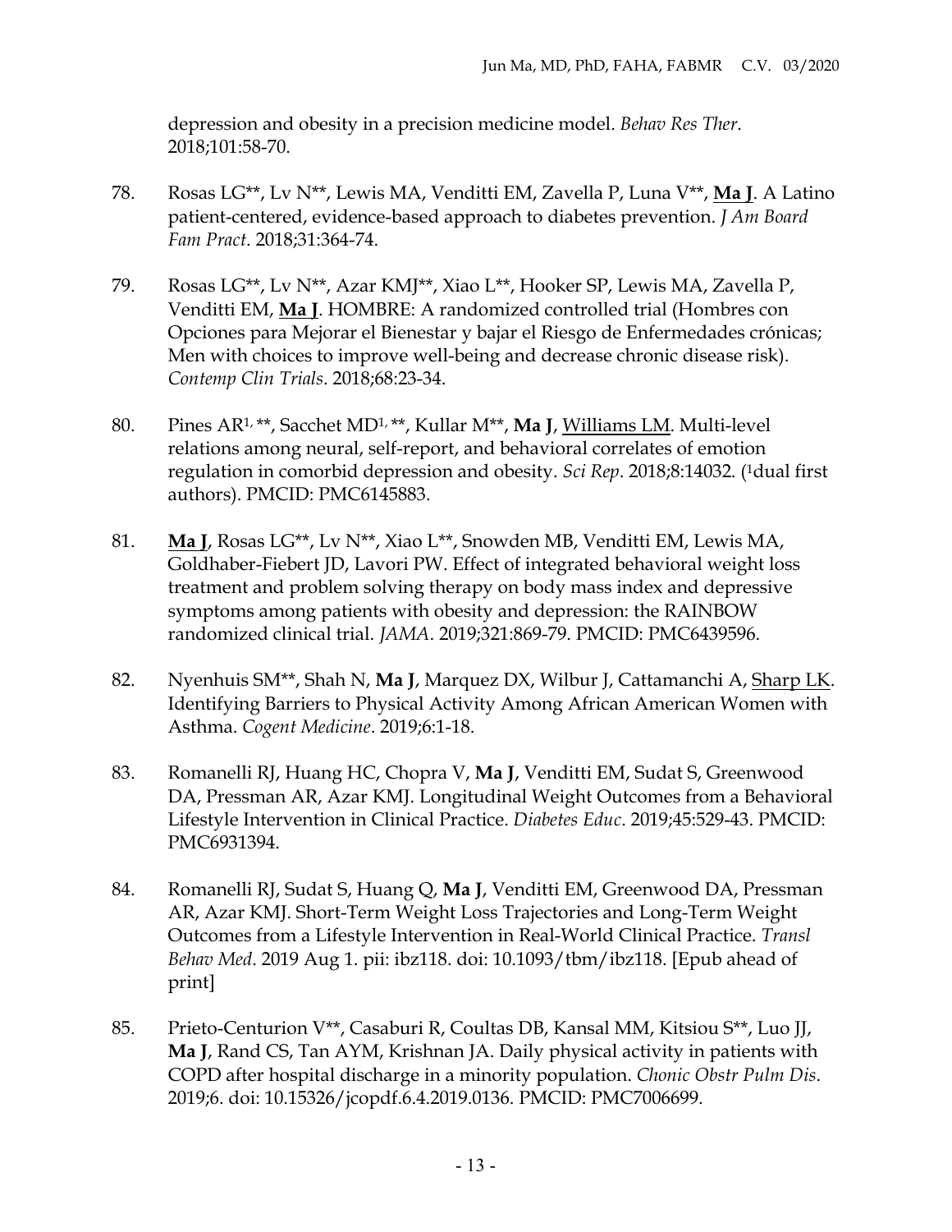depression and obesity in a precision medicine model. *Behav Res Ther*. 2018;101:58-70.

78. Rosas LG**, Lv N**, Lewis MA, Venditti EM, Zavella P, Luna V**, **<u>Ma J</u>**. A Latino patient-centered, evidence-based approach to diabetes prevention. *J Am Board Fam Pract*. 2018;31:364-74.

79. Rosas LG**, Lv N**, Azar KMJ**, Xiao L**, Hooker SP, Lewis MA, Zavella P, Venditti EM, **<u>Ma J</u>**. HOMBRE: A randomized controlled trial (Hombres con Opciones para Mejorar el Bienestar y bajar el Riesgo de Enfermedades crónicas; Men with choices to improve well-being and decrease chronic disease risk). *Contemp Clin Trials*. 2018;68:23-34.

80. Pines AR[1,]**, Sacchet MD[1,]**, Kullar M**, **Ma J**, <u>Williams LM</u>. Multi-level relations among neural, self-report, and behavioral correlates of emotion regulation in comorbid depression and obesity. *Sci Rep*. 2018;8:14032. ([1]dual first authors). PMCID: PMC6145883.

81. **<u>Ma J</u>**, Rosas LG**, Lv N**, Xiao L**, Snowden MB, Venditti EM, Lewis MA, Goldhaber-Fiebert JD, Lavori PW. Effect of integrated behavioral weight loss treatment and problem solving therapy on body mass index and depressive symptoms among patients with obesity and depression: the RAINBOW randomized clinical trial. *JAMA*. 2019;321:869-79. PMCID: PMC6439596.

82. Nyenhuis SM**, Shah N, **Ma J**, Marquez DX, Wilbur J, Cattamanchi A, <u>Sharp LK</u>. Identifying Barriers to Physical Activity Among African American Women with Asthma. *Cogent Medicine*. 2019;6:1-18.

83. Romanelli RJ, Huang HC, Chopra V, **Ma J**, Venditti EM, Sudat S, Greenwood DA, Pressman AR, Azar KMJ. Longitudinal Weight Outcomes from a Behavioral Lifestyle Intervention in Clinical Practice. *Diabetes Educ*. 2019;45:529-43. PMCID: PMC6931394.

84. Romanelli RJ, Sudat S, Huang Q, **Ma J**, Venditti EM, Greenwood DA, Pressman AR, Azar KMJ. Short-Term Weight Loss Trajectories and Long-Term Weight Outcomes from a Lifestyle Intervention in Real-World Clinical Practice. *Transl Behav Med*. 2019 Aug 1. pii: ibz118. doi: 10.1093/tbm/ibz118. [Epub ahead of print]

85. Prieto-Centurion V**, Casaburi R, Coultas DB, Kansal MM, Kitsiou S**, Luo JJ, **Ma J**, Rand CS, Tan AYM, Krishnan JA. Daily physical activity in patients with COPD after hospital discharge in a minority population. *Chonic Obstr Pulm Dis*. 2019;6. doi: 10.15326/jcopdf.6.4.2019.0136. PMCID: PMC7006699.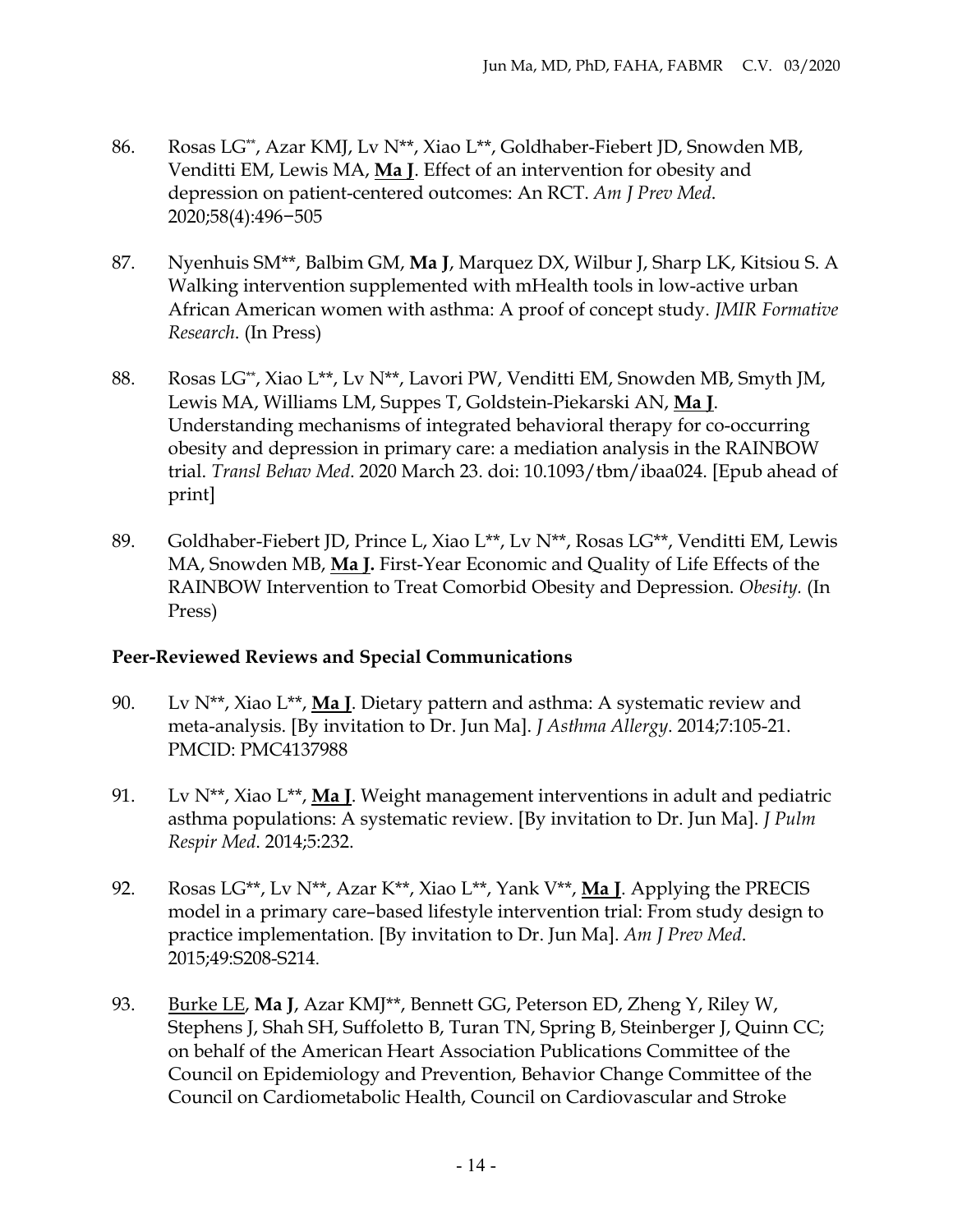86. Rosas LG**, Azar KMJ, Lv N**, Xiao L**, Goldhaber-Fiebert JD, Snowden MB, Venditti EM, Lewis MA, **Ma J**. Effect of an intervention for obesity and depression on patient-centered outcomes: An RCT. *Am J Prev Med*. 2020;58(4):496−505

87. Nyenhuis SM**, Balbim GM, **Ma J**, Marquez DX, Wilbur J, Sharp LK, Kitsiou S. A Walking intervention supplemented with mHealth tools in low-active urban African American women with asthma: A proof of concept study. *JMIR Formative Research*. (In Press)

88. Rosas LG**, Xiao L**, Lv N**, Lavori PW, Venditti EM, Snowden MB, Smyth JM, Lewis MA, Williams LM, Suppes T, Goldstein-Piekarski AN, **Ma J**. Understanding mechanisms of integrated behavioral therapy for co-occurring obesity and depression in primary care: a mediation analysis in the RAINBOW trial. *Transl Behav Med*. 2020 March 23. doi: 10.1093/tbm/ibaa024. [Epub ahead of print]

89. Goldhaber-Fiebert JD, Prince L, Xiao L**, Lv N**, Rosas LG**, Venditti EM, Lewis MA, Snowden MB, **Ma J.** First-Year Economic and Quality of Life Effects of the RAINBOW Intervention to Treat Comorbid Obesity and Depression. *Obesity.* (In Press)

## Peer-Reviewed Reviews and Special Communications

90. Lv N**, Xiao L**, **Ma J**. Dietary pattern and asthma: A systematic review and meta-analysis. [By invitation to Dr. Jun Ma]. *J Asthma Allergy*. 2014;7:105-21. PMCID: PMC4137988

91. Lv N**, Xiao L**, **Ma J**. Weight management interventions in adult and pediatric asthma populations: A systematic review. [By invitation to Dr. Jun Ma]. *J Pulm Respir Med*. 2014;5:232.

92. Rosas LG**, Lv N**, Azar K**, Xiao L**, Yank V**, **Ma J**. Applying the PRECIS model in a primary care–based lifestyle intervention trial: From study design to practice implementation. [By invitation to Dr. Jun Ma]. *Am J Prev Med*. 2015;49:S208-S214.

93. Burke LE, **Ma J**, Azar KMJ**, Bennett GG, Peterson ED, Zheng Y, Riley W, Stephens J, Shah SH, Suffoletto B, Turan TN, Spring B, Steinberger J, Quinn CC; on behalf of the American Heart Association Publications Committee of the Council on Epidemiology and Prevention, Behavior Change Committee of the Council on Cardiometabolic Health, Council on Cardiovascular and Stroke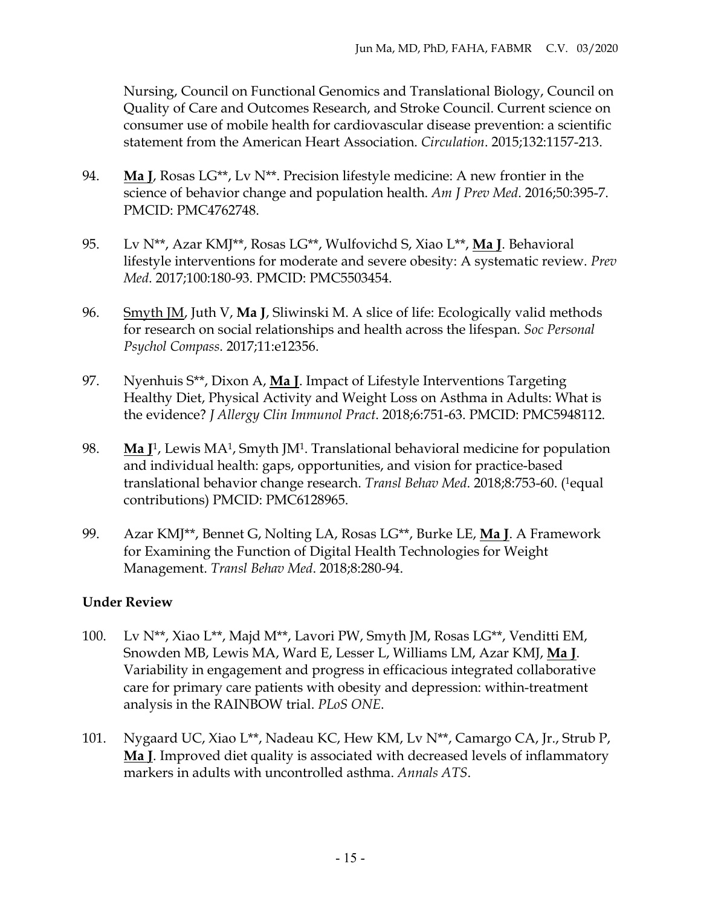Nursing, Council on Functional Genomics and Translational Biology, Council on Quality of Care and Outcomes Research, and Stroke Council. Current science on consumer use of mobile health for cardiovascular disease prevention: a scientific statement from the American Heart Association. *Circulation*. 2015;132:1157-213.

94. **Ma J**, Rosas LG**, Lv N**. Precision lifestyle medicine: A new frontier in the science of behavior change and population health. *Am J Prev Med*. 2016;50:395-7. PMCID: PMC4762748.

95. Lv N**, Azar KMJ**, Rosas LG**, Wulfovichd S, Xiao L**, **Ma J**. Behavioral lifestyle interventions for moderate and severe obesity: A systematic review. *Prev Med*. 2017;100:180-93. PMCID: PMC5503454.

96. Smyth JM, Juth V, **Ma J**, Sliwinski M. A slice of life: Ecologically valid methods for research on social relationships and health across the lifespan. *Soc Personal Psychol Compass*. 2017;11:e12356.

97. Nyenhuis S**, Dixon A, **Ma J**. Impact of Lifestyle Interventions Targeting Healthy Diet, Physical Activity and Weight Loss on Asthma in Adults: What is the evidence? *J Allergy Clin Immunol Pract*. 2018;6:751-63. PMCID: PMC5948112.

98. **Ma J**[1], Lewis MA[1], Smyth JM[1]. Translational behavioral medicine for population and individual health: gaps, opportunities, and vision for practice-based translational behavior change research. *Transl Behav Med*. 2018;8:753-60. ([1]equal contributions) PMCID: PMC6128965.

99. Azar KMJ**, Bennet G, Nolting LA, Rosas LG**, Burke LE, **Ma J**. A Framework for Examining the Function of Digital Health Technologies for Weight Management. *Transl Behav Med*. 2018;8:280-94.

**Under Review**

100. Lv N**, Xiao L**, Majd M**, Lavori PW, Smyth JM, Rosas LG**, Venditti EM, Snowden MB, Lewis MA, Ward E, Lesser L, Williams LM, Azar KMJ, **Ma J**. Variability in engagement and progress in efficacious integrated collaborative care for primary care patients with obesity and depression: within-treatment analysis in the RAINBOW trial. *PLoS ONE*.

101. Nygaard UC, Xiao L**, Nadeau KC, Hew KM, Lv N**, Camargo CA, Jr., Strub P, **Ma J**. Improved diet quality is associated with decreased levels of inflammatory markers in adults with uncontrolled asthma. *Annals ATS*.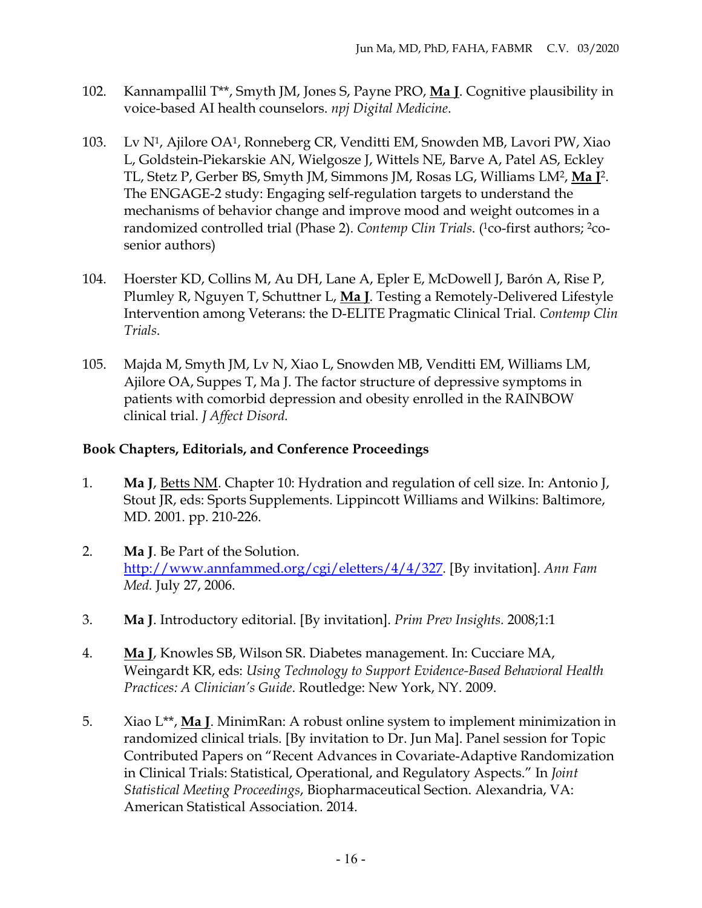102. Kannampallil T**, Smyth JM, Jones S, Payne PRO, **Ma J**. Cognitive plausibility in voice-based AI health counselors. *npj Digital Medicine*.

103. Lv N[1], Ajilore OA[1], Ronneberg CR, Venditti EM, Snowden MB, Lavori PW, Xiao L, Goldstein-Piekarskie AN, Wielgosze J, Wittels NE, Barve A, Patel AS, Eckley TL, Stetz P, Gerber BS, Smyth JM, Simmons JM, Rosas LG, Williams LM[2], **Ma J**[2]. The ENGAGE-2 study: Engaging self-regulation targets to understand the mechanisms of behavior change and improve mood and weight outcomes in a randomized controlled trial (Phase 2). *Contemp Clin Trials*. ([1]co-first authors; [2]co-senior authors)

104. Hoerster KD, Collins M, Au DH, Lane A, Epler E, McDowell J, Barón A, Rise P, Plumley R, Nguyen T, Schuttner L, **Ma J**. Testing a Remotely-Delivered Lifestyle Intervention among Veterans: the D-ELITE Pragmatic Clinical Trial. *Contemp Clin Trials*.

105. Majda M, Smyth JM, Lv N, Xiao L, Snowden MB, Venditti EM, Williams LM, Ajilore OA, Suppes T, Ma J. The factor structure of depressive symptoms in patients with comorbid depression and obesity enrolled in the RAINBOW clinical trial. *J Affect Disord.*

### Book Chapters, Editorials, and Conference Proceedings

1. **Ma J**, Betts NM. Chapter 10: Hydration and regulation of cell size. In: Antonio J, Stout JR, eds: Sports Supplements. Lippincott Williams and Wilkins: Baltimore, MD. 2001. pp. 210-226.

2. **Ma J**. Be Part of the Solution. http://www.annfammed.org/cgi/eletters/4/4/327. [By invitation]. *Ann Fam Med.* July 27, 2006.

3. **Ma J**. Introductory editorial. [By invitation]. *Prim Prev Insights.* 2008;1:1

4. **Ma J**, Knowles SB, Wilson SR. Diabetes management. In: Cucciare MA, Weingardt KR, eds: *Using Technology to Support Evidence-Based Behavioral Health Practices: A Clinician's Guide*. Routledge: New York, NY. 2009.

5. Xiao L**, **Ma J**. MinimRan: A robust online system to implement minimization in randomized clinical trials. [By invitation to Dr. Jun Ma]. Panel session for Topic Contributed Papers on "Recent Advances in Covariate-Adaptive Randomization in Clinical Trials: Statistical, Operational, and Regulatory Aspects." In *Joint Statistical Meeting Proceedings*, Biopharmaceutical Section. Alexandria, VA: American Statistical Association. 2014.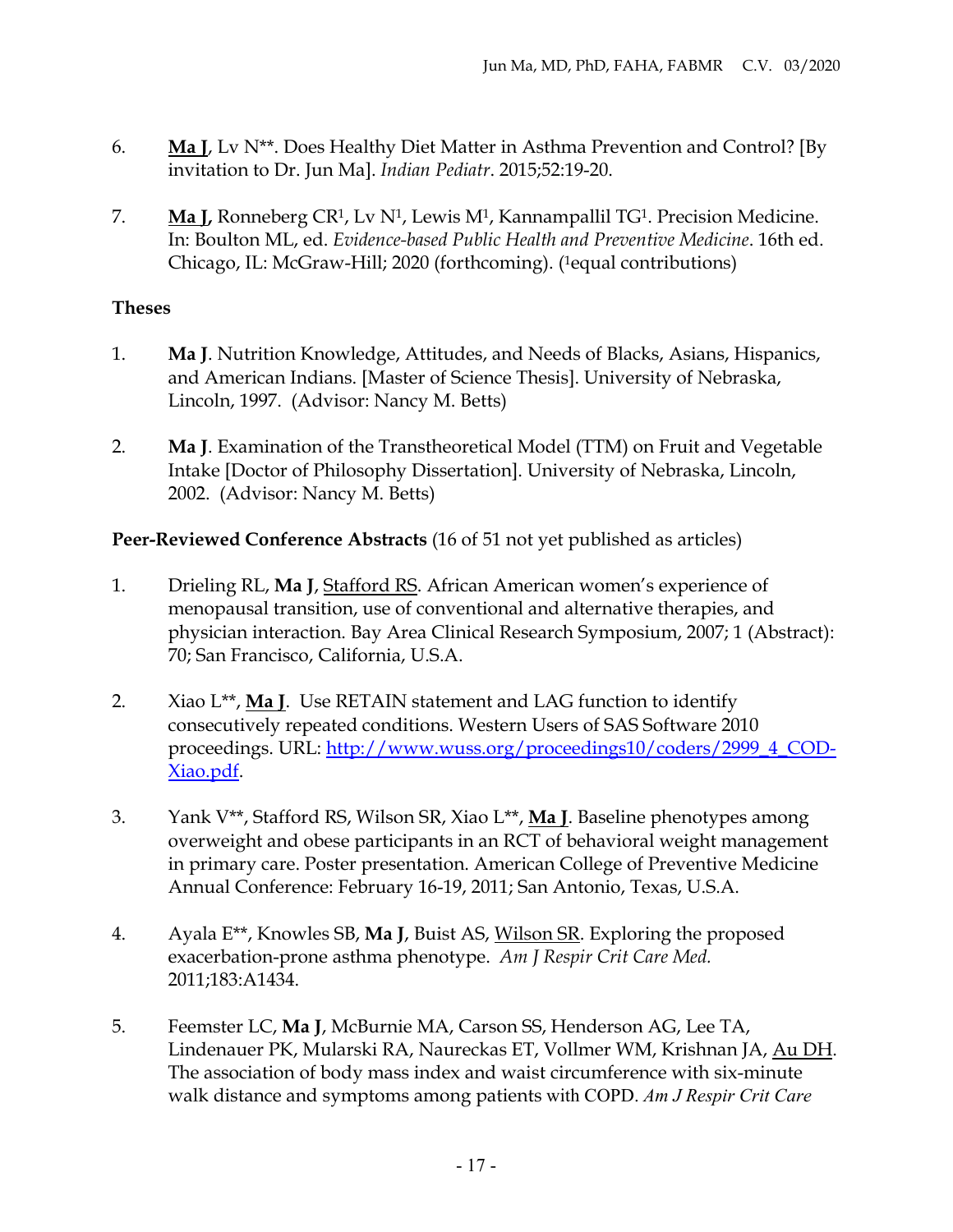6. **<u>Ma J</u>**, Lv N**. Does Healthy Diet Matter in Asthma Prevention and Control? [By invitation to Dr. Jun Ma]. *Indian Pediatr*. 2015;52:19-20.

7. **<u>Ma J</u>,** Ronneberg CR[1], Lv N[1], Lewis M[1], Kannampallil TG[1]. Precision Medicine. In: Boulton ML, ed. *Evidence-based Public Health and Preventive Medicine*. 16th ed. Chicago, IL: McGraw-Hill; 2020 (forthcoming). ([1]equal contributions)

**Theses**

1. **Ma J**. Nutrition Knowledge, Attitudes, and Needs of Blacks, Asians, Hispanics, and American Indians. [Master of Science Thesis]. University of Nebraska, Lincoln, 1997. (Advisor: Nancy M. Betts)

2. **Ma J**. Examination of the Transtheoretical Model (TTM) on Fruit and Vegetable Intake [Doctor of Philosophy Dissertation]. University of Nebraska, Lincoln, 2002. (Advisor: Nancy M. Betts)

**Peer-Reviewed Conference Abstracts** (16 of 51 not yet published as articles)

1. Drieling RL, **Ma J**, <u>Stafford RS</u>. African American women's experience of menopausal transition, use of conventional and alternative therapies, and physician interaction. Bay Area Clinical Research Symposium, 2007; 1 (Abstract): 70; San Francisco, California, U.S.A.

2. Xiao L**, **<u>Ma J</u>**. Use RETAIN statement and LAG function to identify consecutively repeated conditions. Western Users of SAS Software 2010 proceedings. URL: [http://www.wuss.org/proceedings10/coders/2999_4_COD-Xiao.pdf](http://www.wuss.org/proceedings10/coders/2999_4_COD-Xiao.pdf).

3. Yank V**, Stafford RS, Wilson SR, Xiao L**, **<u>Ma J</u>**. Baseline phenotypes among overweight and obese participants in an RCT of behavioral weight management in primary care. Poster presentation. American College of Preventive Medicine Annual Conference: February 16-19, 2011; San Antonio, Texas, U.S.A.

4. Ayala E**, Knowles SB, **Ma J**, Buist AS, <u>Wilson SR</u>. Exploring the proposed exacerbation-prone asthma phenotype. *Am J Respir Crit Care Med.* 2011;183:A1434.

5. Feemster LC, **Ma J**, McBurnie MA, Carson SS, Henderson AG, Lee TA, Lindenauer PK, Mularski RA, Naureckas ET, Vollmer WM, Krishnan JA, <u>Au DH</u>. The association of body mass index and waist circumference with six-minute walk distance and symptoms among patients with COPD. *Am J Respir Crit Care*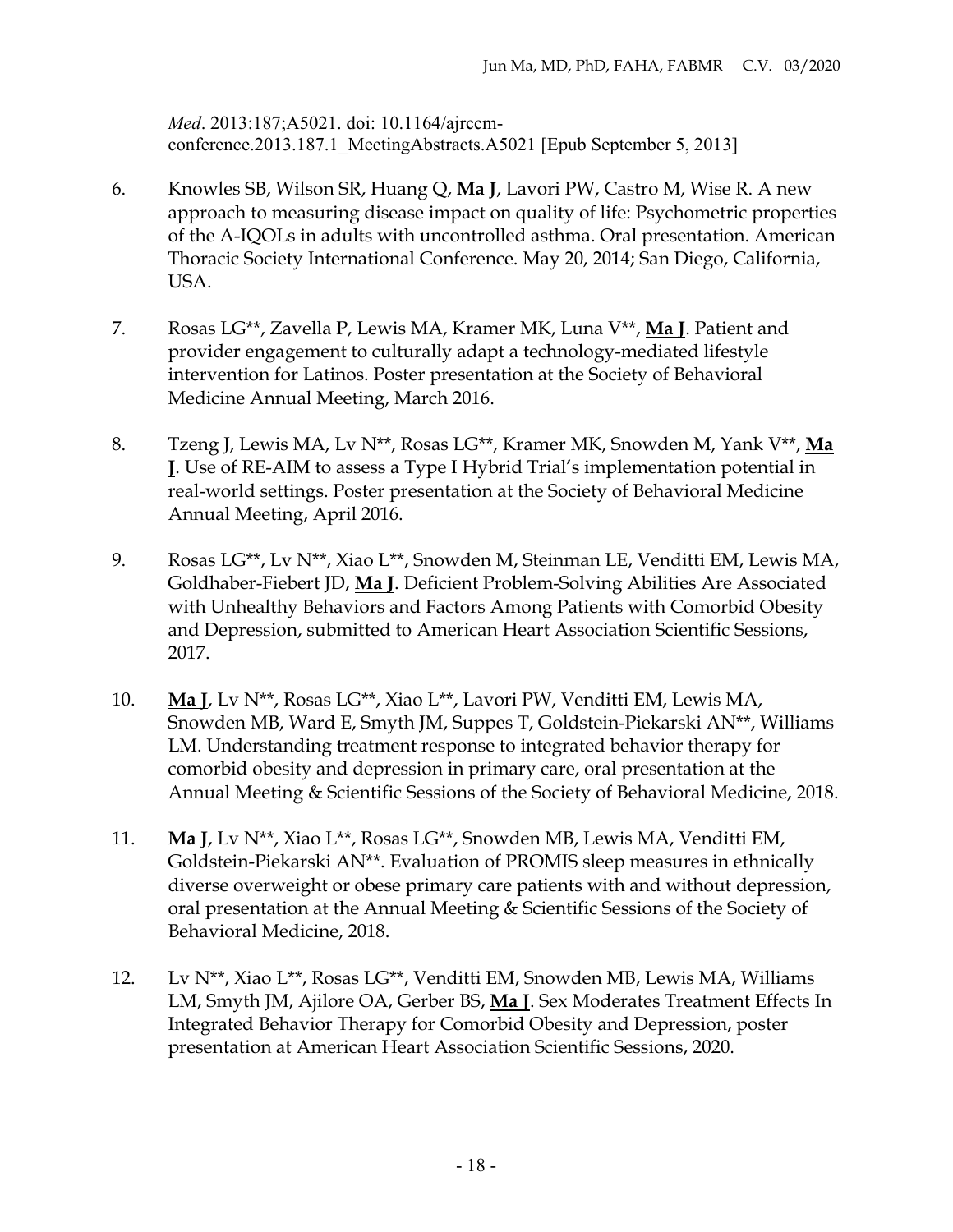*Med*. 2013:187;A5021. doi: 10.1164/ajrccm-conference.2013.187.1_MeetingAbstracts.A5021 [Epub September 5, 2013]

6. Knowles SB, Wilson SR, Huang Q, **Ma J**, Lavori PW, Castro M, Wise R. A new approach to measuring disease impact on quality of life: Psychometric properties of the A-IQOLs in adults with uncontrolled asthma. Oral presentation. American Thoracic Society International Conference. May 20, 2014; San Diego, California, USA.

7. Rosas LG**, Zavella P, Lewis MA, Kramer MK, Luna V**, **Ma J**. Patient and provider engagement to culturally adapt a technology-mediated lifestyle intervention for Latinos. Poster presentation at the Society of Behavioral Medicine Annual Meeting, March 2016.

8. Tzeng J, Lewis MA, Lv N**, Rosas LG**, Kramer MK, Snowden M, Yank V**, **Ma J**. Use of RE-AIM to assess a Type I Hybrid Trial's implementation potential in real-world settings. Poster presentation at the Society of Behavioral Medicine Annual Meeting, April 2016.

9. Rosas LG**, Lv N**, Xiao L**, Snowden M, Steinman LE, Venditti EM, Lewis MA, Goldhaber-Fiebert JD, **Ma J**. Deficient Problem-Solving Abilities Are Associated with Unhealthy Behaviors and Factors Among Patients with Comorbid Obesity and Depression, submitted to American Heart Association Scientific Sessions, 2017.

10. **Ma J**, Lv N**, Rosas LG**, Xiao L**, Lavori PW, Venditti EM, Lewis MA, Snowden MB, Ward E, Smyth JM, Suppes T, Goldstein-Piekarski AN**, Williams LM. Understanding treatment response to integrated behavior therapy for comorbid obesity and depression in primary care, oral presentation at the Annual Meeting & Scientific Sessions of the Society of Behavioral Medicine, 2018.

11. **Ma J**, Lv N**, Xiao L**, Rosas LG**, Snowden MB, Lewis MA, Venditti EM, Goldstein-Piekarski AN**. Evaluation of PROMIS sleep measures in ethnically diverse overweight or obese primary care patients with and without depression, oral presentation at the Annual Meeting & Scientific Sessions of the Society of Behavioral Medicine, 2018.

12. Lv N**, Xiao L**, Rosas LG**, Venditti EM, Snowden MB, Lewis MA, Williams LM, Smyth JM, Ajilore OA, Gerber BS, **Ma J**. Sex Moderates Treatment Effects In Integrated Behavior Therapy for Comorbid Obesity and Depression, poster presentation at American Heart Association Scientific Sessions, 2020.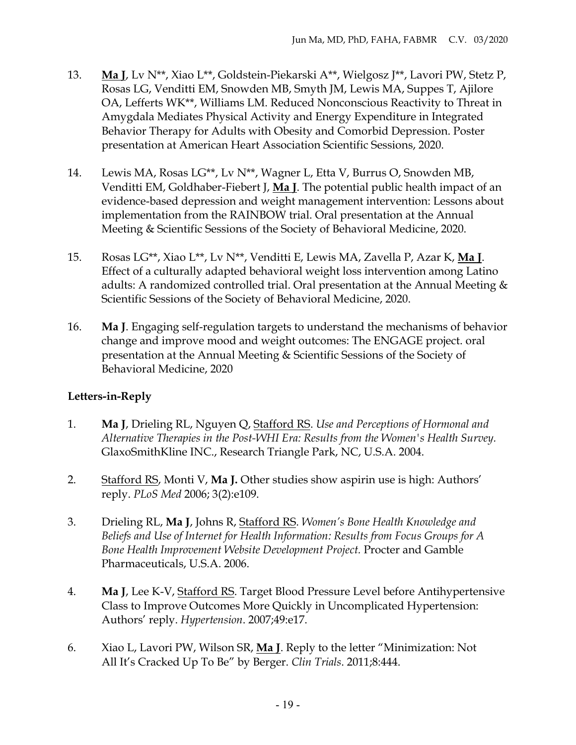13. **<u>Ma J</u>**, Lv N**, Xiao L**, Goldstein-Piekarski A**, Wielgosz J**, Lavori PW, Stetz P, Rosas LG, Venditti EM, Snowden MB, Smyth JM, Lewis MA, Suppes T, Ajilore OA, Lefferts WK**, Williams LM. Reduced Nonconscious Reactivity to Threat in Amygdala Mediates Physical Activity and Energy Expenditure in Integrated Behavior Therapy for Adults with Obesity and Comorbid Depression. Poster presentation at American Heart Association Scientific Sessions, 2020.

14. Lewis MA, Rosas LG**, Lv N**, Wagner L, Etta V, Burrus O, Snowden MB, Venditti EM, Goldhaber-Fiebert J, **<u>Ma J</u>**. The potential public health impact of an evidence-based depression and weight management intervention: Lessons about implementation from the RAINBOW trial. Oral presentation at the Annual Meeting & Scientific Sessions of the Society of Behavioral Medicine, 2020.

15. Rosas LG**, Xiao L**, Lv N**, Venditti E, Lewis MA, Zavella P, Azar K, **<u>Ma J</u>**. Effect of a culturally adapted behavioral weight loss intervention among Latino adults: A randomized controlled trial. Oral presentation at the Annual Meeting & Scientific Sessions of the Society of Behavioral Medicine, 2020.

16. **Ma J**. Engaging self-regulation targets to understand the mechanisms of behavior change and improve mood and weight outcomes: The ENGAGE project. oral presentation at the Annual Meeting & Scientific Sessions of the Society of Behavioral Medicine, 2020

**Letters-in-Reply**

1. **Ma J**, Drieling RL, Nguyen Q, <u>Stafford RS</u>. *Use and Perceptions of Hormonal and Alternative Therapies in the Post-WHI Era: Results from the Women's Health Survey.* GlaxoSmithKline INC., Research Triangle Park, NC, U.S.A. 2004.

2. <u>Stafford RS</u>, Monti V, **Ma J.** Other studies show aspirin use is high: Authors' reply. *PLoS Med* 2006; 3(2):e109.

3. Drieling RL, **Ma J**, Johns R, <u>Stafford RS</u>. *Women's Bone Health Knowledge and Beliefs and Use of Internet for Health Information: Results from Focus Groups for A Bone Health Improvement Website Development Project.* Procter and Gamble Pharmaceuticals, U.S.A. 2006.

4. **Ma J**, Lee K-V, <u>Stafford RS</u>. Target Blood Pressure Level before Antihypertensive Class to Improve Outcomes More Quickly in Uncomplicated Hypertension: Authors' reply. *Hypertension*. 2007;49:e17.

6. Xiao L, Lavori PW, Wilson SR, **<u>Ma J</u>**. Reply to the letter "Minimization: Not All It's Cracked Up To Be" by Berger. *Clin Trials*. 2011;8:444.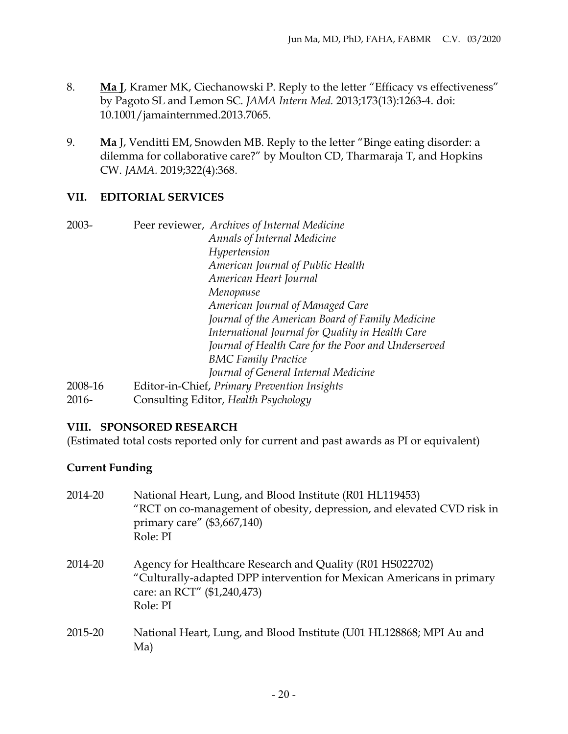8. **Ma J**, Kramer MK, Ciechanowski P. Reply to the letter "Efficacy vs effectiveness" by Pagoto SL and Lemon SC. *JAMA Intern Med.* 2013;173(13):1263-4. doi: 10.1001/jamainternmed.2013.7065.

9. **Ma** J, Venditti EM, Snowden MB. Reply to the letter "Binge eating disorder: a dilemma for collaborative care?" by Moulton CD, Tharmaraja T, and Hopkins CW. *JAMA.* 2019;322(4):368.

## VII. EDITORIAL SERVICES

2003- Peer reviewer, *Archives of Internal Medicine*
*Annals of Internal Medicine*
*Hypertension*
*American Journal of Public Health*
*American Heart Journal*
*Menopause*
*American Journal of Managed Care*
*Journal of the American Board of Family Medicine*
*International Journal for Quality in Health Care*
*Journal of Health Care for the Poor and Underserved*
*BMC Family Practice*
*Journal of General Internal Medicine*

2008-16 Editor-in-Chief, *Primary Prevention Insights*

2016- Consulting Editor, *Health Psychology*

## VIII. SPONSORED RESEARCH

(Estimated total costs reported only for current and past awards as PI or equivalent)

### Current Funding

2014-20 National Heart, Lung, and Blood Institute (R01 HL119453)
"RCT on co-management of obesity, depression, and elevated CVD risk in primary care" ($3,667,140)
Role: PI

2014-20 Agency for Healthcare Research and Quality (R01 HS022702)
"Culturally-adapted DPP intervention for Mexican Americans in primary care: an RCT" ($1,240,473)
Role: PI

2015-20 National Heart, Lung, and Blood Institute (U01 HL128868; MPI Au and Ma)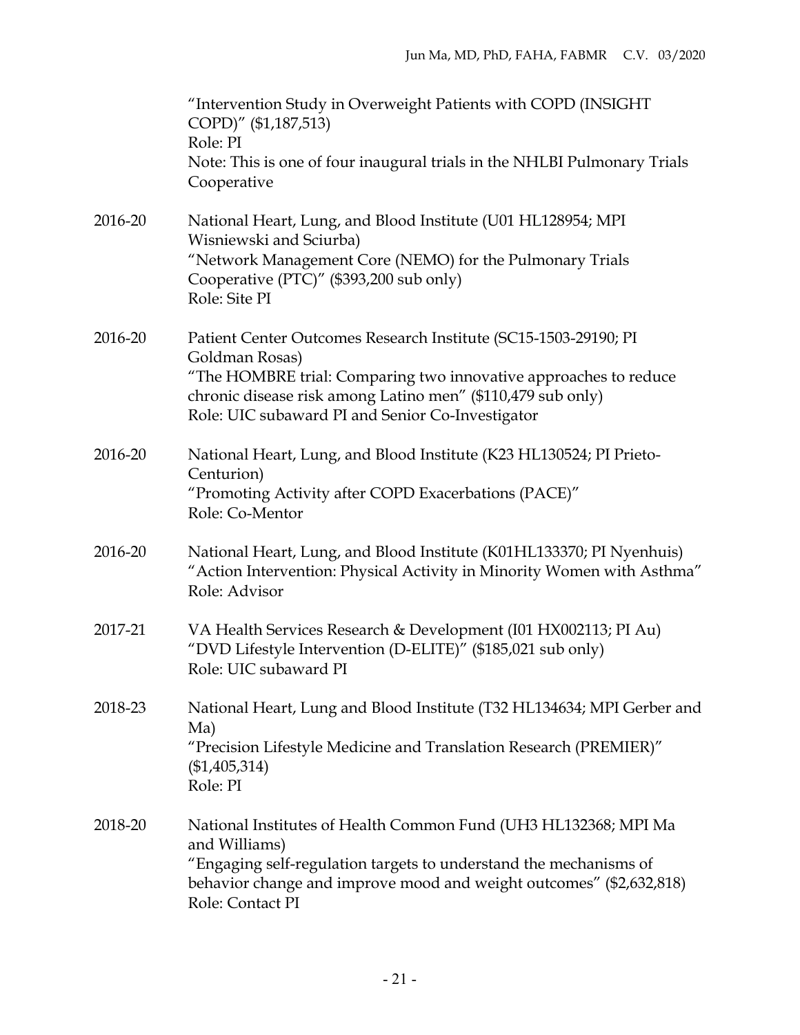"Intervention Study in Overweight Patients with COPD (INSIGHT COPD)" ($1,187,513)
Role: PI
Note: This is one of four inaugural trials in the NHLBI Pulmonary Trials Cooperative

2016-20 National Heart, Lung, and Blood Institute (U01 HL128954; MPI Wisniewski and Sciurba)
"Network Management Core (NEMO) for the Pulmonary Trials Cooperative (PTC)" ($393,200 sub only)
Role: Site PI

2016-20 Patient Center Outcomes Research Institute (SC15-1503-29190; PI Goldman Rosas)
"The HOMBRE trial: Comparing two innovative approaches to reduce chronic disease risk among Latino men" ($110,479 sub only)
Role: UIC subaward PI and Senior Co-Investigator

2016-20 National Heart, Lung, and Blood Institute (K23 HL130524; PI Prieto-Centurion)
"Promoting Activity after COPD Exacerbations (PACE)"
Role: Co-Mentor

2016-20 National Heart, Lung, and Blood Institute (K01HL133370; PI Nyenhuis)
"Action Intervention: Physical Activity in Minority Women with Asthma"
Role: Advisor

2017-21 VA Health Services Research & Development (I01 HX002113; PI Au)
"DVD Lifestyle Intervention (D-ELITE)" ($185,021 sub only)
Role: UIC subaward PI

2018-23 National Heart, Lung and Blood Institute (T32 HL134634; MPI Gerber and Ma)
"Precision Lifestyle Medicine and Translation Research (PREMIER)" ($1,405,314)
Role: PI

2018-20 National Institutes of Health Common Fund (UH3 HL132368; MPI Ma and Williams)
"Engaging self-regulation targets to understand the mechanisms of behavior change and improve mood and weight outcomes" ($2,632,818)
Role: Contact PI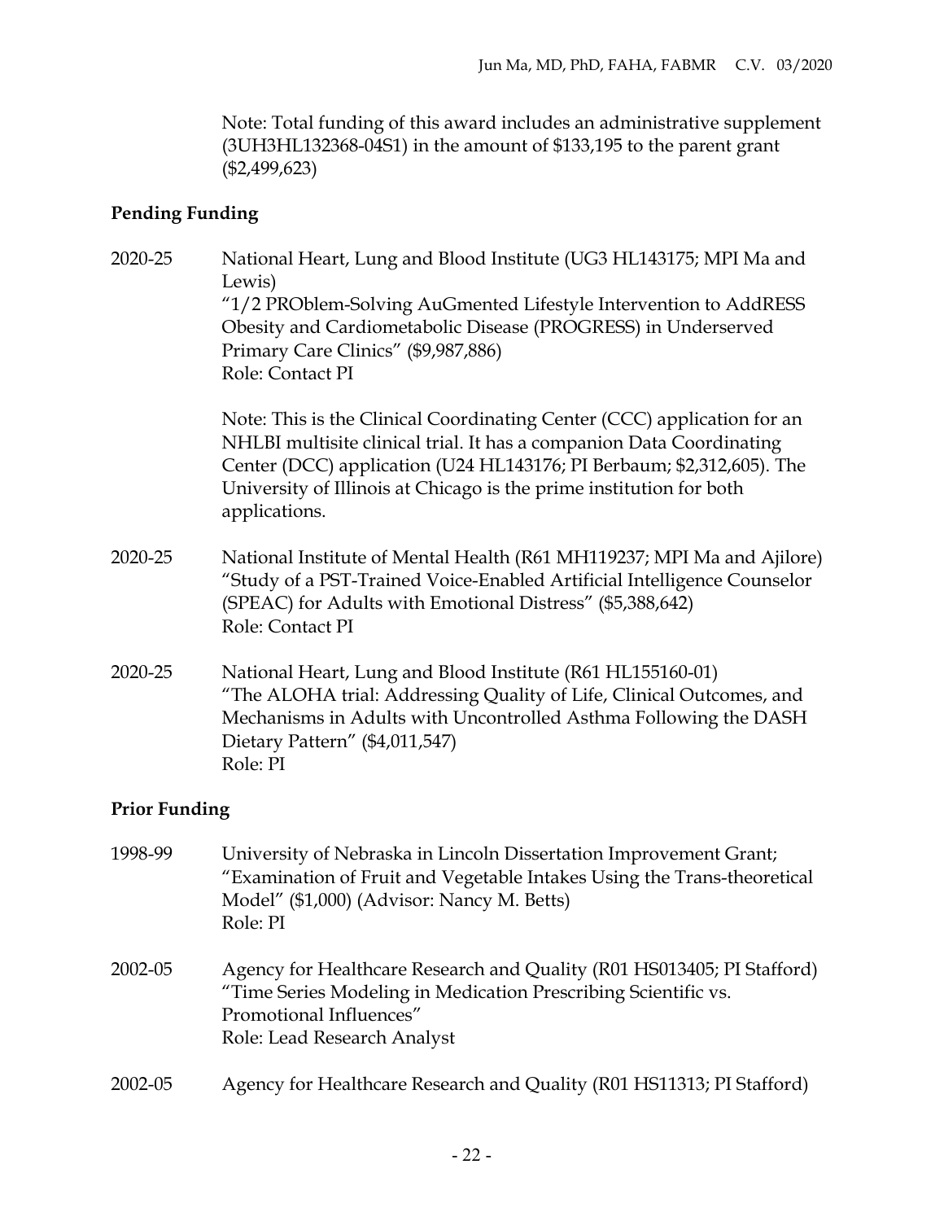Note: Total funding of this award includes an administrative supplement (3UH3HL132368-04S1) in the amount of $133,195 to the parent grant ($2,499,623)

**Pending Funding**

2020-25 National Heart, Lung and Blood Institute (UG3 HL143175; MPI Ma and Lewis)
"1/2 PROblem-Solving AuGmented Lifestyle Intervention to AddRESS Obesity and Cardiometabolic Disease (PROGRESS) in Underserved Primary Care Clinics" ($9,987,886)
Role: Contact PI

Note: This is the Clinical Coordinating Center (CCC) application for an NHLBI multisite clinical trial. It has a companion Data Coordinating Center (DCC) application (U24 HL143176; PI Berbaum; $2,312,605). The University of Illinois at Chicago is the prime institution for both applications.

2020-25 National Institute of Mental Health (R61 MH119237; MPI Ma and Ajilore)
"Study of a PST-Trained Voice-Enabled Artificial Intelligence Counselor (SPEAC) for Adults with Emotional Distress" ($5,388,642)
Role: Contact PI

2020-25 National Heart, Lung and Blood Institute (R61 HL155160-01)
"The ALOHA trial: Addressing Quality of Life, Clinical Outcomes, and Mechanisms in Adults with Uncontrolled Asthma Following the DASH Dietary Pattern" ($4,011,547)
Role: PI

**Prior Funding**

1998-99 University of Nebraska in Lincoln Dissertation Improvement Grant; "Examination of Fruit and Vegetable Intakes Using the Trans-theoretical Model" ($1,000) (Advisor: Nancy M. Betts)
Role: PI

2002-05 Agency for Healthcare Research and Quality (R01 HS013405; PI Stafford)
"Time Series Modeling in Medication Prescribing Scientific vs. Promotional Influences"
Role: Lead Research Analyst

2002-05 Agency for Healthcare Research and Quality (R01 HS11313; PI Stafford)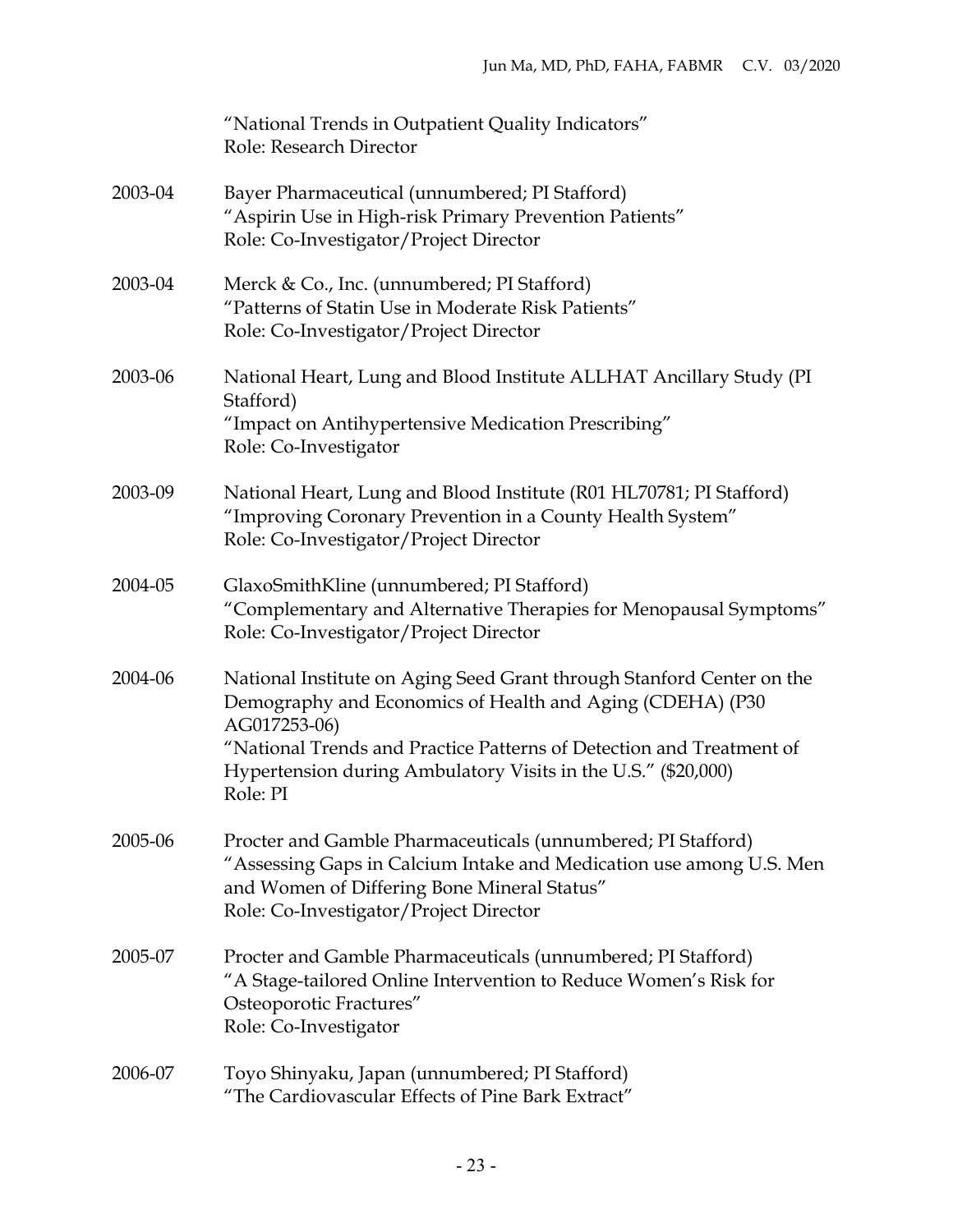"National Trends in Outpatient Quality Indicators"
Role: Research Director

2003-04 Bayer Pharmaceutical (unnumbered; PI Stafford)
"Aspirin Use in High-risk Primary Prevention Patients"
Role: Co-Investigator/Project Director

2003-04 Merck & Co., Inc. (unnumbered; PI Stafford)
"Patterns of Statin Use in Moderate Risk Patients"
Role: Co-Investigator/Project Director

2003-06 National Heart, Lung and Blood Institute ALLHAT Ancillary Study (PI Stafford)
"Impact on Antihypertensive Medication Prescribing"
Role: Co-Investigator

2003-09 National Heart, Lung and Blood Institute (R01 HL70781; PI Stafford)
"Improving Coronary Prevention in a County Health System"
Role: Co-Investigator/Project Director

2004-05 GlaxoSmithKline (unnumbered; PI Stafford)
"Complementary and Alternative Therapies for Menopausal Symptoms"
Role: Co-Investigator/Project Director

2004-06 National Institute on Aging Seed Grant through Stanford Center on the Demography and Economics of Health and Aging (CDEHA) (P30 AG017253-06)
"National Trends and Practice Patterns of Detection and Treatment of Hypertension during Ambulatory Visits in the U.S." ($20,000)
Role: PI

2005-06 Procter and Gamble Pharmaceuticals (unnumbered; PI Stafford)
"Assessing Gaps in Calcium Intake and Medication use among U.S. Men and Women of Differing Bone Mineral Status"
Role: Co-Investigator/Project Director

2005-07 Procter and Gamble Pharmaceuticals (unnumbered; PI Stafford)
"A Stage-tailored Online Intervention to Reduce Women's Risk for Osteoporotic Fractures"
Role: Co-Investigator

2006-07 Toyo Shinyaku, Japan (unnumbered; PI Stafford)
"The Cardiovascular Effects of Pine Bark Extract"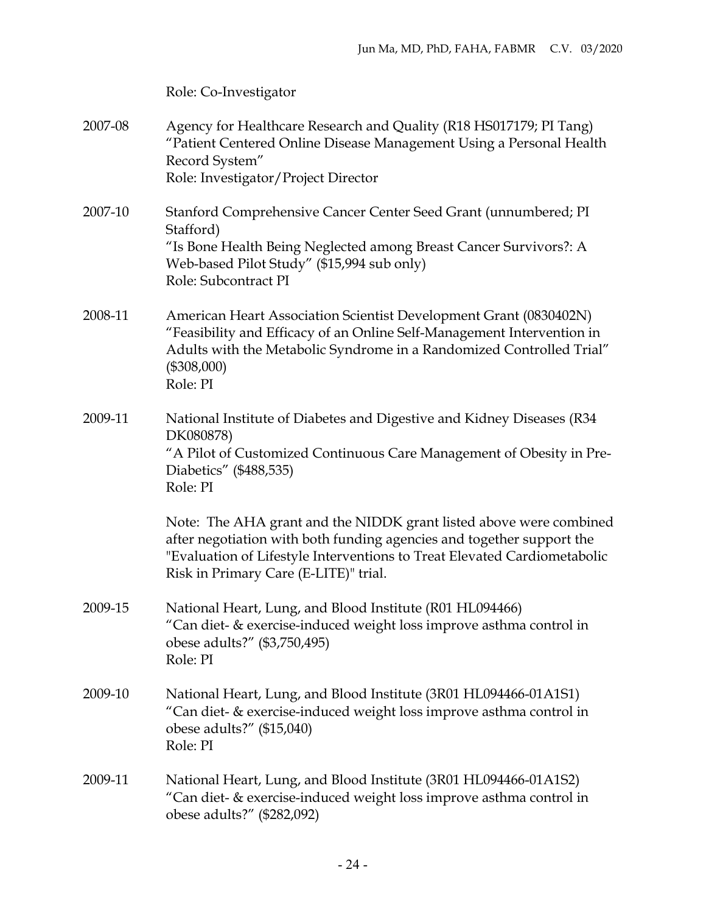Role: Co-Investigator

2007-08 Agency for Healthcare Research and Quality (R18 HS017179; PI Tang)
"Patient Centered Online Disease Management Using a Personal Health Record System"
Role: Investigator/Project Director

2007-10 Stanford Comprehensive Cancer Center Seed Grant (unnumbered; PI Stafford)
"Is Bone Health Being Neglected among Breast Cancer Survivors?: A Web-based Pilot Study" ($15,994 sub only)
Role: Subcontract PI

2008-11 American Heart Association Scientist Development Grant (0830402N)
"Feasibility and Efficacy of an Online Self-Management Intervention in Adults with the Metabolic Syndrome in a Randomized Controlled Trial" ($308,000)
Role: PI

2009-11 National Institute of Diabetes and Digestive and Kidney Diseases (R34 DK080878)
"A Pilot of Customized Continuous Care Management of Obesity in Pre-Diabetics" ($488,535)
Role: PI

Note: The AHA grant and the NIDDK grant listed above were combined after negotiation with both funding agencies and together support the "Evaluation of Lifestyle Interventions to Treat Elevated Cardiometabolic Risk in Primary Care (E-LITE)" trial.

2009-15 National Heart, Lung, and Blood Institute (R01 HL094466)
"Can diet- & exercise-induced weight loss improve asthma control in obese adults?" ($3,750,495)
Role: PI

2009-10 National Heart, Lung, and Blood Institute (3R01 HL094466-01A1S1)
"Can diet- & exercise-induced weight loss improve asthma control in obese adults?" ($15,040)
Role: PI

2009-11 National Heart, Lung, and Blood Institute (3R01 HL094466-01A1S2)
"Can diet- & exercise-induced weight loss improve asthma control in obese adults?" ($282,092)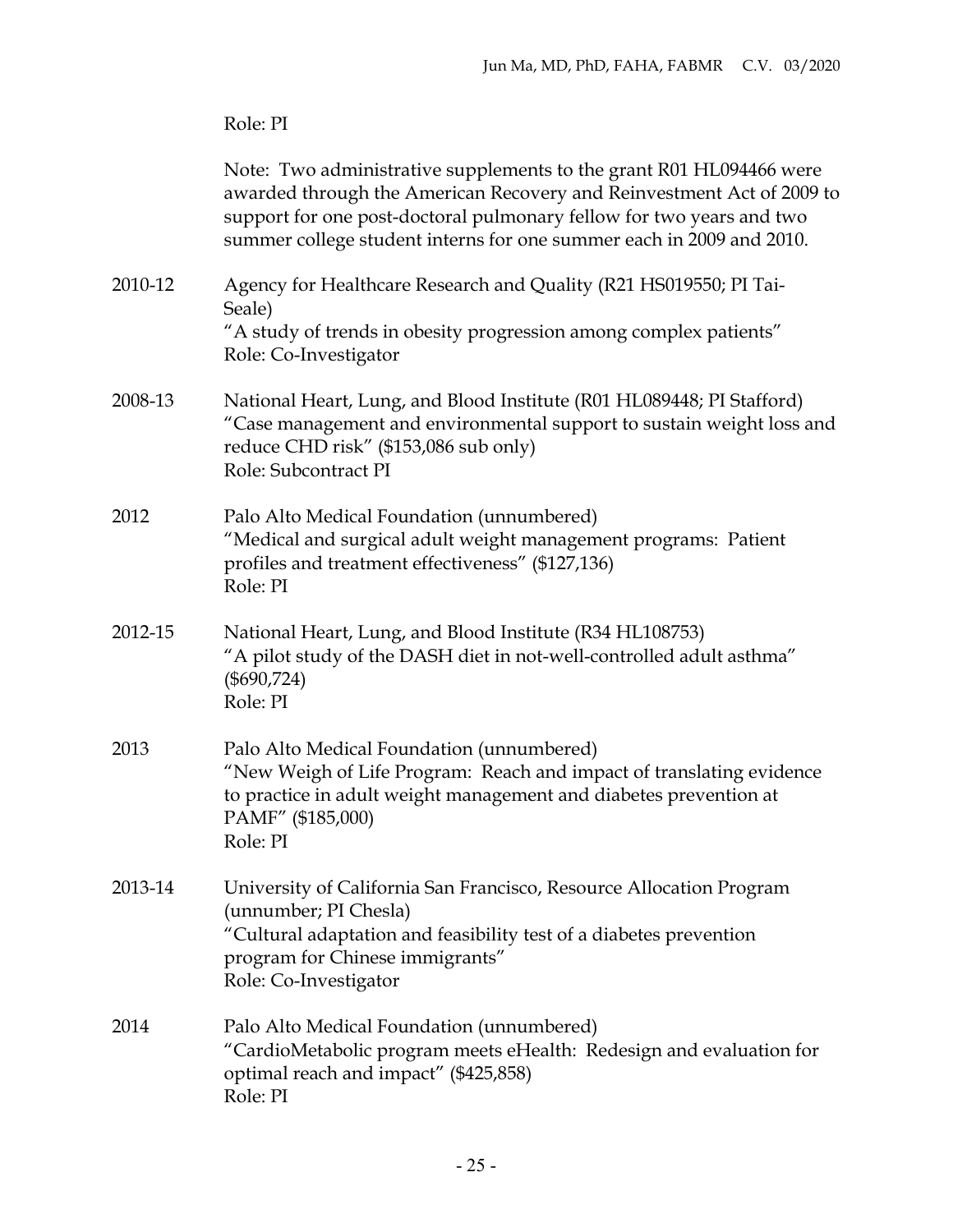Role: PI

Note: Two administrative supplements to the grant R01 HL094466 were awarded through the American Recovery and Reinvestment Act of 2009 to support for one post-doctoral pulmonary fellow for two years and two summer college student interns for one summer each in 2009 and 2010.

2010-12 Agency for Healthcare Research and Quality (R21 HS019550; PI Tai-Seale)
"A study of trends in obesity progression among complex patients"
Role: Co-Investigator

2008-13 National Heart, Lung, and Blood Institute (R01 HL089448; PI Stafford)
"Case management and environmental support to sustain weight loss and reduce CHD risk" ($153,086 sub only)
Role: Subcontract PI

2012 Palo Alto Medical Foundation (unnumbered)
"Medical and surgical adult weight management programs: Patient profiles and treatment effectiveness" ($127,136)
Role: PI

2012-15 National Heart, Lung, and Blood Institute (R34 HL108753)
"A pilot study of the DASH diet in not-well-controlled adult asthma" ($690,724)
Role: PI

2013 Palo Alto Medical Foundation (unnumbered)
"New Weigh of Life Program: Reach and impact of translating evidence to practice in adult weight management and diabetes prevention at PAMF" ($185,000)
Role: PI

2013-14 University of California San Francisco, Resource Allocation Program (unnumber; PI Chesla)
"Cultural adaptation and feasibility test of a diabetes prevention program for Chinese immigrants"
Role: Co-Investigator

2014 Palo Alto Medical Foundation (unnumbered)
"CardioMetabolic program meets eHealth: Redesign and evaluation for optimal reach and impact" ($425,858)
Role: PI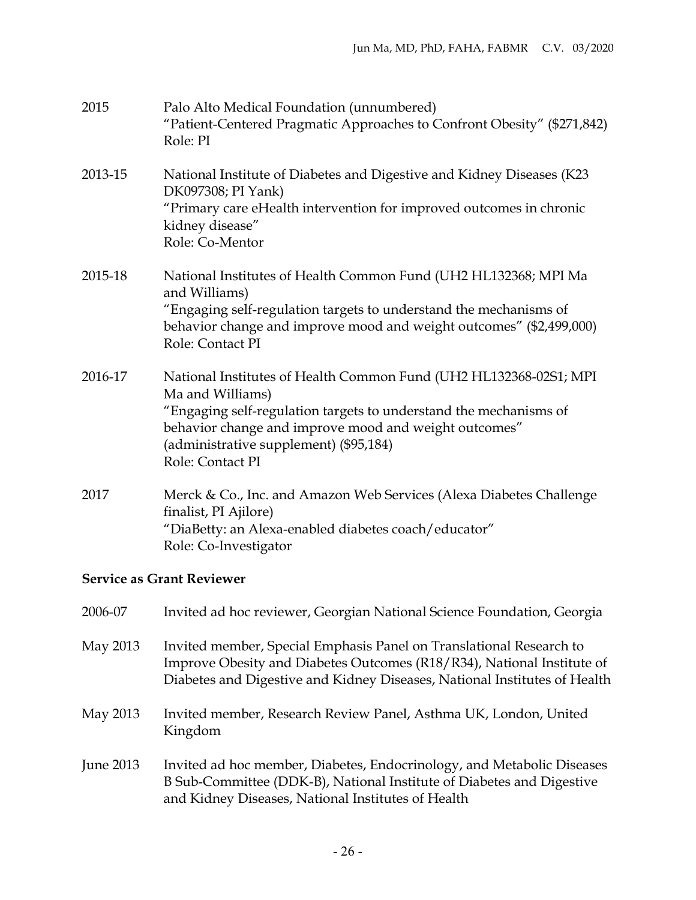2015 Palo Alto Medical Foundation (unnumbered)
"Patient-Centered Pragmatic Approaches to Confront Obesity" ($271,842)
Role: PI

2013-15 National Institute of Diabetes and Digestive and Kidney Diseases (K23 DK097308; PI Yank)
"Primary care eHealth intervention for improved outcomes in chronic kidney disease"
Role: Co-Mentor

2015-18 National Institutes of Health Common Fund (UH2 HL132368; MPI Ma and Williams)
"Engaging self-regulation targets to understand the mechanisms of behavior change and improve mood and weight outcomes" ($2,499,000)
Role: Contact PI

2016-17 National Institutes of Health Common Fund (UH2 HL132368-02S1; MPI Ma and Williams)
"Engaging self-regulation targets to understand the mechanisms of behavior change and improve mood and weight outcomes" (administrative supplement) ($95,184)
Role: Contact PI

2017 Merck & Co., Inc. and Amazon Web Services (Alexa Diabetes Challenge finalist, PI Ajilore)
"DiaBetty: an Alexa-enabled diabetes coach/educator"
Role: Co-Investigator

**Service as Grant Reviewer**

2006-07 Invited ad hoc reviewer, Georgian National Science Foundation, Georgia

May 2013 Invited member, Special Emphasis Panel on Translational Research to Improve Obesity and Diabetes Outcomes (R18/R34), National Institute of Diabetes and Digestive and Kidney Diseases, National Institutes of Health

May 2013 Invited member, Research Review Panel, Asthma UK, London, United Kingdom

June 2013 Invited ad hoc member, Diabetes, Endocrinology, and Metabolic Diseases B Sub-Committee (DDK-B), National Institute of Diabetes and Digestive and Kidney Diseases, National Institutes of Health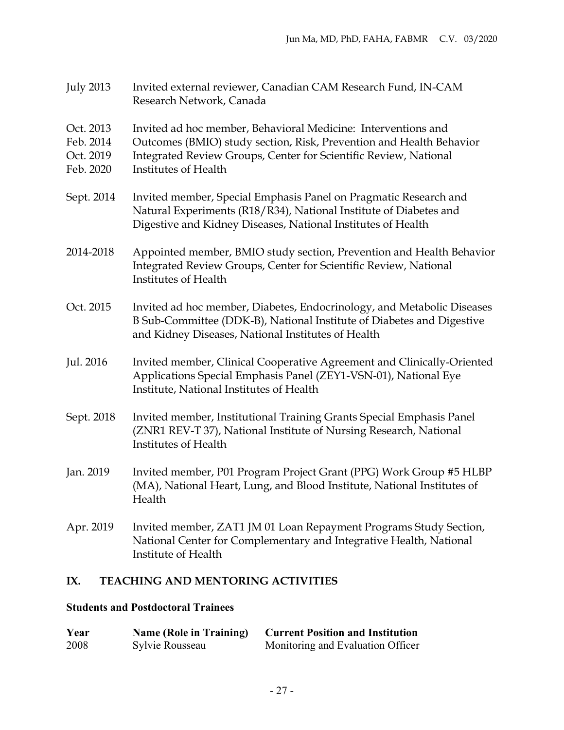| | |
|---|---|
| July 2013 | Invited external reviewer, Canadian CAM Research Fund, IN-CAM Research Network, Canada |
| Oct. 2013<br>Feb. 2014<br>Oct. 2019<br>Feb. 2020 | Invited ad hoc member, Behavioral Medicine: Interventions and Outcomes (BMIO) study section, Risk, Prevention and Health Behavior Integrated Review Groups, Center for Scientific Review, National Institutes of Health |
| Sept. 2014 | Invited member, Special Emphasis Panel on Pragmatic Research and Natural Experiments (R18/R34), National Institute of Diabetes and Digestive and Kidney Diseases, National Institutes of Health |
| 2014-2018 | Appointed member, BMIO study section, Prevention and Health Behavior Integrated Review Groups, Center for Scientific Review, National Institutes of Health |
| Oct. 2015 | Invited ad hoc member, Diabetes, Endocrinology, and Metabolic Diseases B Sub-Committee (DDK-B), National Institute of Diabetes and Digestive and Kidney Diseases, National Institutes of Health |
| Jul. 2016 | Invited member, Clinical Cooperative Agreement and Clinically-Oriented Applications Special Emphasis Panel (ZEY1-VSN-01), National Eye Institute, National Institutes of Health |
| Sept. 2018 | Invited member, Institutional Training Grants Special Emphasis Panel (ZNR1 REV-T 37), National Institute of Nursing Research, National Institutes of Health |
| Jan. 2019 | Invited member, P01 Program Project Grant (PPG) Work Group #5 HLBP (MA), National Heart, Lung, and Blood Institute, National Institutes of Health |
| Apr. 2019 | Invited member, ZAT1 JM 01 Loan Repayment Programs Study Section, National Center for Complementary and Integrative Health, National Institute of Health |

## IX. TEACHING AND MENTORING ACTIVITIES

### Students and Postdoctoral Trainees

| Year | Name (Role in Training) | Current Position and Institution |
|---|---|---|
| 2008 | Sylvie Rousseau | Monitoring and Evaluation Officer |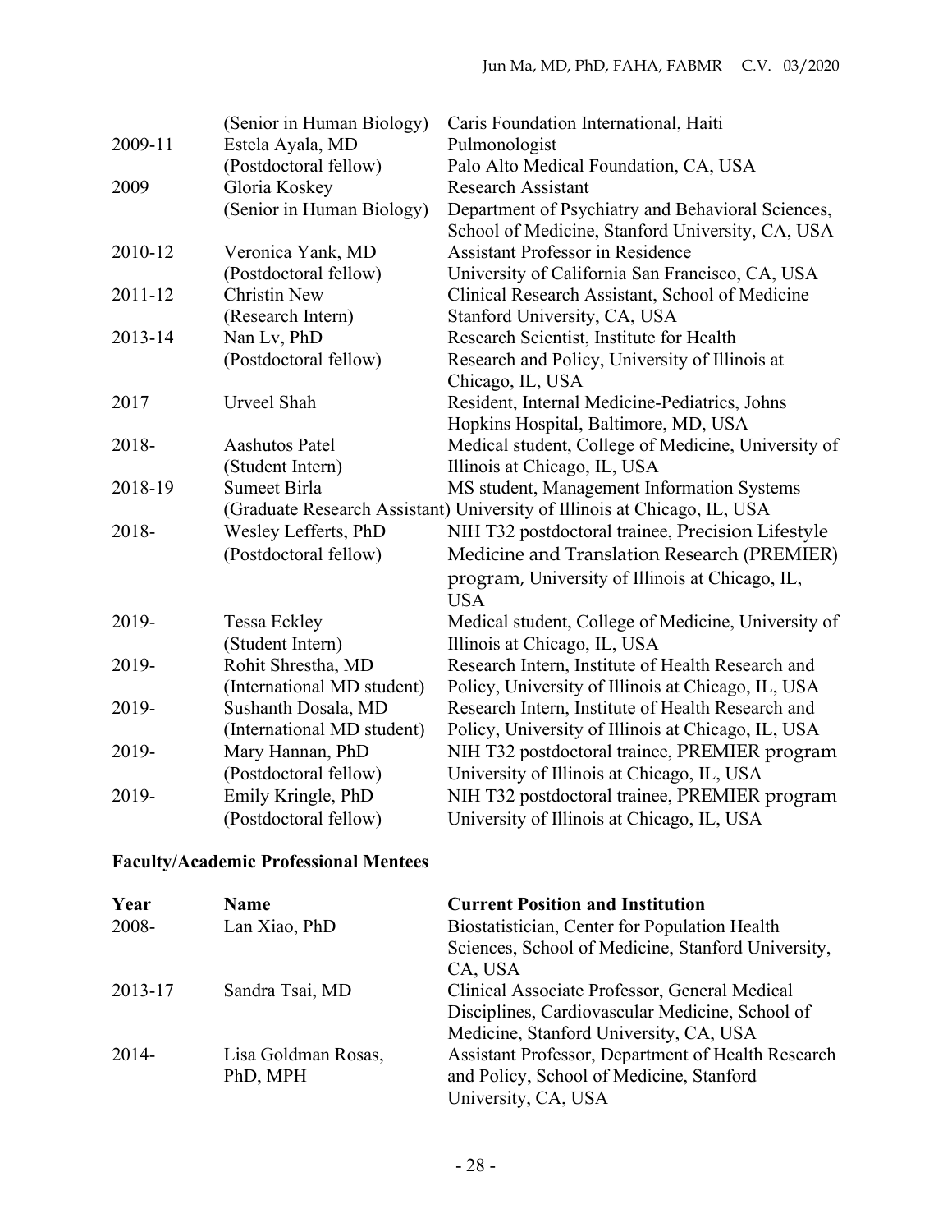| | | |
|---|---|---|
| | (Senior in Human Biology) | Caris Foundation International, Haiti |
| 2009-11 | Estela Ayala, MD (Postdoctoral fellow) | Pulmonologist Palo Alto Medical Foundation, CA, USA |
| 2009 | Gloria Koskey (Senior in Human Biology) | Research Assistant Department of Psychiatry and Behavioral Sciences, School of Medicine, Stanford University, CA, USA |
| 2010-12 | Veronica Yank, MD (Postdoctoral fellow) | Assistant Professor in Residence University of California San Francisco, CA, USA |
| 2011-12 | Christin New (Research Intern) | Clinical Research Assistant, School of Medicine Stanford University, CA, USA |
| 2013-14 | Nan Lv, PhD (Postdoctoral fellow) | Research Scientist, Institute for Health Research and Policy, University of Illinois at Chicago, IL, USA |
| 2017 | Urveel Shah | Resident, Internal Medicine-Pediatrics, Johns Hopkins Hospital, Baltimore, MD, USA |
| 2018- | Aashutos Patel (Student Intern) | Medical student, College of Medicine, University of Illinois at Chicago, IL, USA |
| 2018-19 | Sumeet Birla (Graduate Research Assistant) | MS student, Management Information Systems University of Illinois at Chicago, IL, USA |
| 2018- | Wesley Lefferts, PhD (Postdoctoral fellow) | NIH T32 postdoctoral trainee, Precision Lifestyle Medicine and Translation Research (PREMIER) program, University of Illinois at Chicago, IL, USA |
| 2019- | Tessa Eckley (Student Intern) | Medical student, College of Medicine, University of Illinois at Chicago, IL, USA |
| 2019- | Rohit Shrestha, MD (International MD student) | Research Intern, Institute of Health Research and Policy, University of Illinois at Chicago, IL, USA |
| 2019- | Sushanth Dosala, MD (International MD student) | Research Intern, Institute of Health Research and Policy, University of Illinois at Chicago, IL, USA |
| 2019- | Mary Hannan, PhD (Postdoctoral fellow) | NIH T32 postdoctoral trainee, PREMIER program University of Illinois at Chicago, IL, USA |
| 2019- | Emily Kringle, PhD (Postdoctoral fellow) | NIH T32 postdoctoral trainee, PREMIER program University of Illinois at Chicago, IL, USA |

**Faculty/Academic Professional Mentees**

| Year | Name | Current Position and Institution |
|---|---|---|
| 2008- | Lan Xiao, PhD | Biostatistician, Center for Population Health Sciences, School of Medicine, Stanford University, CA, USA |
| 2013-17 | Sandra Tsai, MD | Clinical Associate Professor, General Medical Disciplines, Cardiovascular Medicine, School of Medicine, Stanford University, CA, USA |
| 2014- | Lisa Goldman Rosas, PhD, MPH | Assistant Professor, Department of Health Research and Policy, School of Medicine, Stanford University, CA, USA |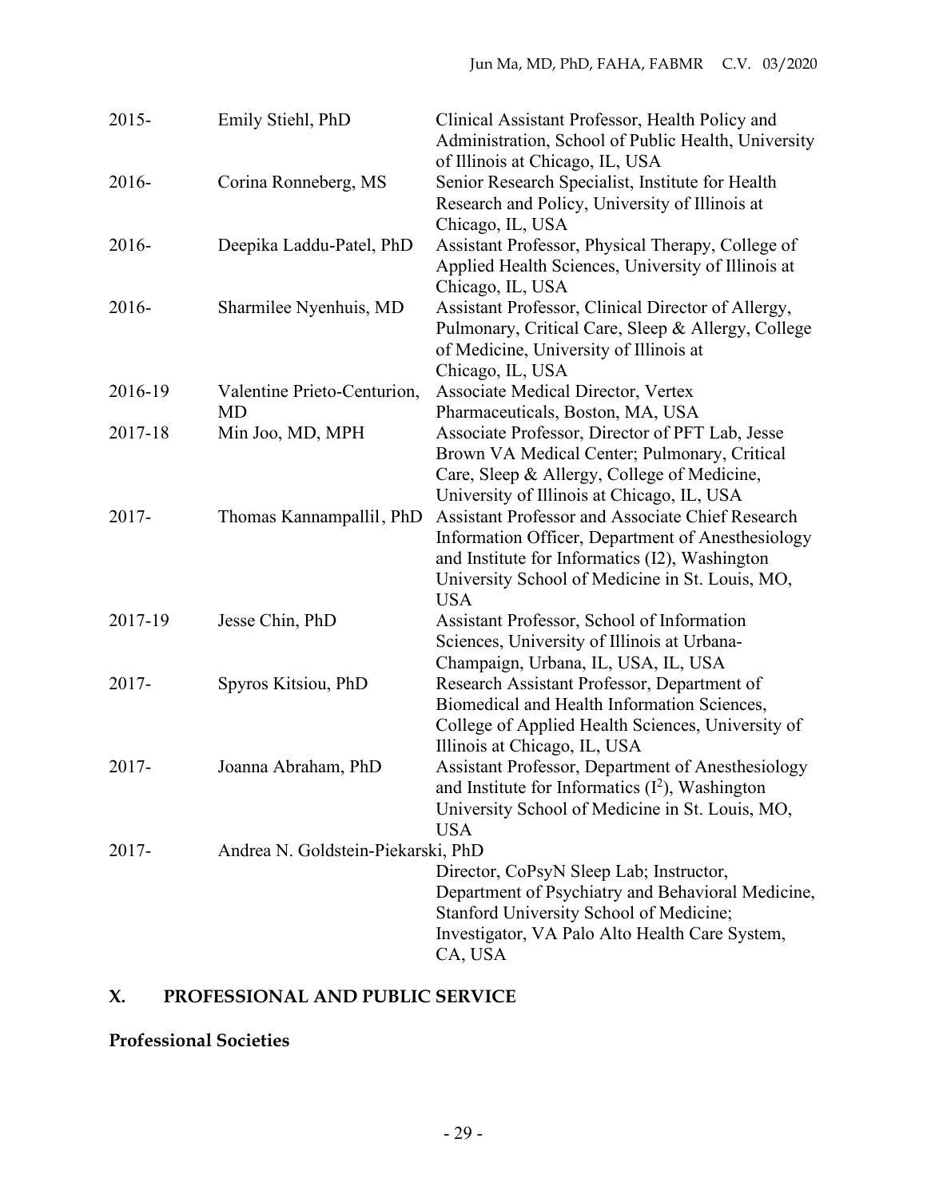| | | |
|---|---|---|
| 2015- | Emily Stiehl, PhD | Clinical Assistant Professor, Health Policy and Administration, School of Public Health, University of Illinois at Chicago, IL, USA |
| 2016- | Corina Ronneberg, MS | Senior Research Specialist, Institute for Health Research and Policy, University of Illinois at Chicago, IL, USA |
| 2016- | Deepika Laddu-Patel, PhD | Assistant Professor, Physical Therapy, College of Applied Health Sciences, University of Illinois at Chicago, IL, USA |
| 2016- | Sharmilee Nyenhuis, MD | Assistant Professor, Clinical Director of Allergy, Pulmonary, Critical Care, Sleep & Allergy, College of Medicine, University of Illinois at Chicago, IL, USA |
| 2016-19 | Valentine Prieto-Centurion, MD | Associate Medical Director, Vertex Pharmaceuticals, Boston, MA, USA |
| 2017-18 | Min Joo, MD, MPH | Associate Professor, Director of PFT Lab, Jesse Brown VA Medical Center; Pulmonary, Critical Care, Sleep & Allergy, College of Medicine, University of Illinois at Chicago, IL, USA |
| 2017- | Thomas Kannampallil, PhD | Assistant Professor and Associate Chief Research Information Officer, Department of Anesthesiology and Institute for Informatics (I2), Washington University School of Medicine in St. Louis, MO, USA |
| 2017-19 | Jesse Chin, PhD | Assistant Professor, School of Information Sciences, University of Illinois at Urbana-Champaign, Urbana, IL, USA, IL, USA |
| 2017- | Spyros Kitsiou, PhD | Research Assistant Professor, Department of Biomedical and Health Information Sciences, College of Applied Health Sciences, University of Illinois at Chicago, IL, USA |
| 2017- | Joanna Abraham, PhD | Assistant Professor, Department of Anesthesiology and Institute for Informatics ($I^2$), Washington University School of Medicine in St. Louis, MO, USA |
| 2017- | Andrea N. Goldstein-Piekarski, PhD | Director, CoPsyN Sleep Lab; Instructor, Department of Psychiatry and Behavioral Medicine, Stanford University School of Medicine; Investigator, VA Palo Alto Health Care System, CA, USA |

## X. PROFESSIONAL AND PUBLIC SERVICE

### Professional Societies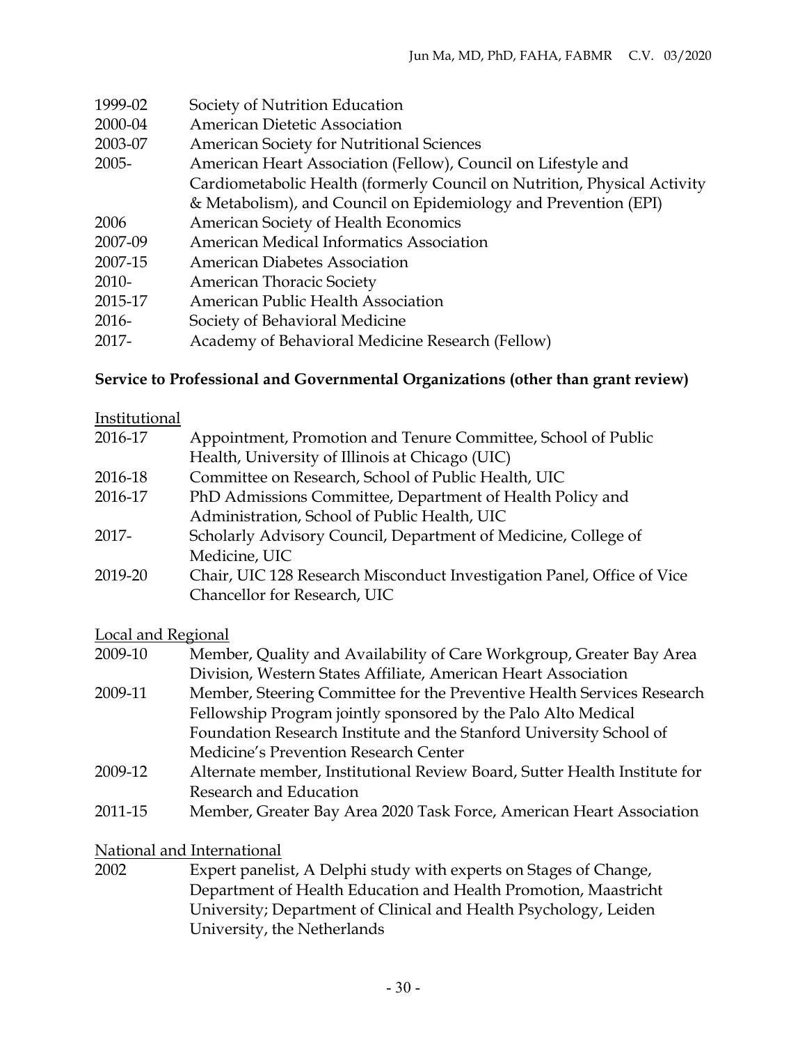| | |
|---|---|
| 1999-02 | Society of Nutrition Education |
| 2000-04 | American Dietetic Association |
| 2003-07 | American Society for Nutritional Sciences |
| 2005- | American Heart Association (Fellow), Council on Lifestyle and Cardiometabolic Health (formerly Council on Nutrition, Physical Activity & Metabolism), and Council on Epidemiology and Prevention (EPI) |
| 2006 | American Society of Health Economics |
| 2007-09 | American Medical Informatics Association |
| 2007-15 | American Diabetes Association |
| 2010- | American Thoracic Society |
| 2015-17 | American Public Health Association |
| 2016- | Society of Behavioral Medicine |
| 2017- | Academy of Behavioral Medicine Research (Fellow) |

**Service to Professional and Governmental Organizations (other than grant review)**

Institutional

| | |
|---|---|
| 2016-17 | Appointment, Promotion and Tenure Committee, School of Public Health, University of Illinois at Chicago (UIC) |
| 2016-18 | Committee on Research, School of Public Health, UIC |
| 2016-17 | PhD Admissions Committee, Department of Health Policy and Administration, School of Public Health, UIC |
| 2017- | Scholarly Advisory Council, Department of Medicine, College of Medicine, UIC |
| 2019-20 | Chair, UIC 128 Research Misconduct Investigation Panel, Office of Vice Chancellor for Research, UIC |

Local and Regional

| | |
|---|---|
| 2009-10 | Member, Quality and Availability of Care Workgroup, Greater Bay Area Division, Western States Affiliate, American Heart Association |
| 2009-11 | Member, Steering Committee for the Preventive Health Services Research Fellowship Program jointly sponsored by the Palo Alto Medical Foundation Research Institute and the Stanford University School of Medicine's Prevention Research Center |
| 2009-12 | Alternate member, Institutional Review Board, Sutter Health Institute for Research and Education |
| 2011-15 | Member, Greater Bay Area 2020 Task Force, American Heart Association |

National and International

| | |
|---|---|
| 2002 | Expert panelist, A Delphi study with experts on Stages of Change, Department of Health Education and Health Promotion, Maastricht University; Department of Clinical and Health Psychology, Leiden University, the Netherlands |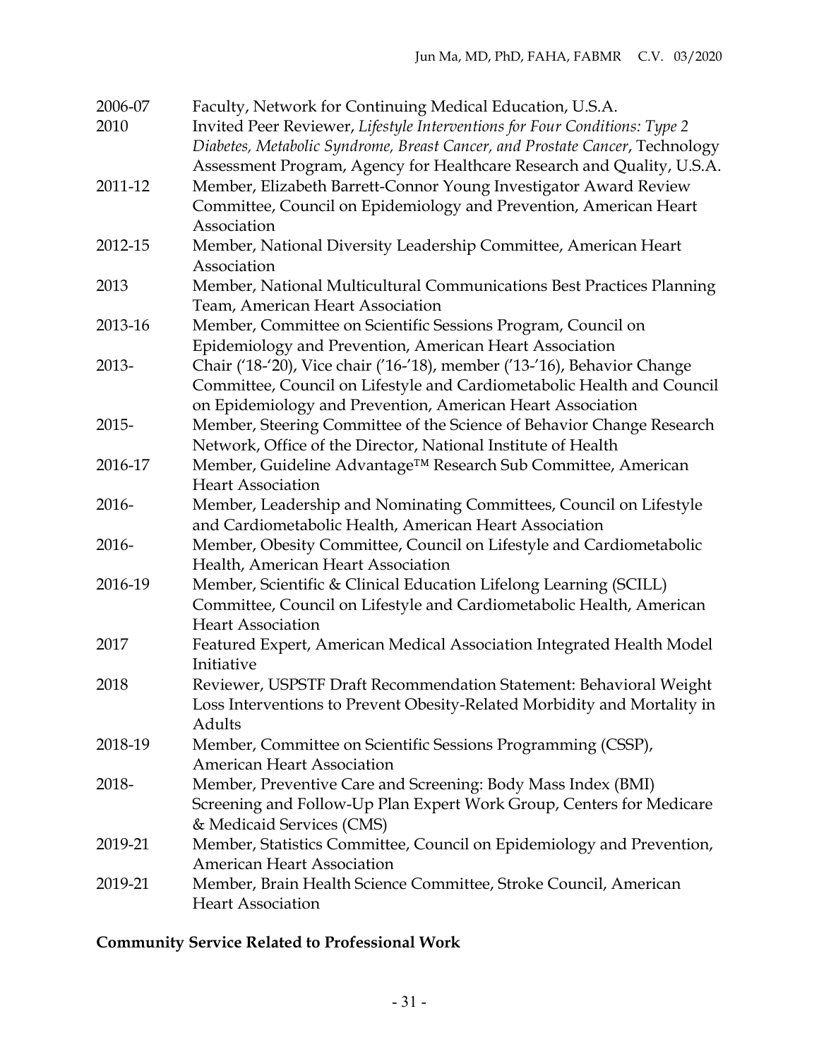2006-07 Faculty, Network for Continuing Medical Education, U.S.A.

2010 Invited Peer Reviewer, *Lifestyle Interventions for Four Conditions: Type 2 Diabetes, Metabolic Syndrome, Breast Cancer, and Prostate Cancer*, Technology Assessment Program, Agency for Healthcare Research and Quality, U.S.A.

2011-12 Member, Elizabeth Barrett-Connor Young Investigator Award Review Committee, Council on Epidemiology and Prevention, American Heart Association

2012-15 Member, National Diversity Leadership Committee, American Heart Association

2013 Member, National Multicultural Communications Best Practices Planning Team, American Heart Association

2013-16 Member, Committee on Scientific Sessions Program, Council on Epidemiology and Prevention, American Heart Association

2013- Chair ('18-'20), Vice chair ('16-'18), member ('13-'16), Behavior Change Committee, Council on Lifestyle and Cardiometabolic Health and Council on Epidemiology and Prevention, American Heart Association

2015- Member, Steering Committee of the Science of Behavior Change Research Network, Office of the Director, National Institute of Health

2016-17 Member, Guideline Advantage™ Research Sub Committee, American Heart Association

2016- Member, Leadership and Nominating Committees, Council on Lifestyle and Cardiometabolic Health, American Heart Association

2016- Member, Obesity Committee, Council on Lifestyle and Cardiometabolic Health, American Heart Association

2016-19 Member, Scientific & Clinical Education Lifelong Learning (SCILL) Committee, Council on Lifestyle and Cardiometabolic Health, American Heart Association

2017 Featured Expert, American Medical Association Integrated Health Model Initiative

2018 Reviewer, USPSTF Draft Recommendation Statement: Behavioral Weight Loss Interventions to Prevent Obesity-Related Morbidity and Mortality in Adults

2018-19 Member, Committee on Scientific Sessions Programming (CSSP), American Heart Association

2018- Member, Preventive Care and Screening: Body Mass Index (BMI) Screening and Follow-Up Plan Expert Work Group, Centers for Medicare & Medicaid Services (CMS)

2019-21 Member, Statistics Committee, Council on Epidemiology and Prevention, American Heart Association

2019-21 Member, Brain Health Science Committee, Stroke Council, American Heart Association

**Community Service Related to Professional Work**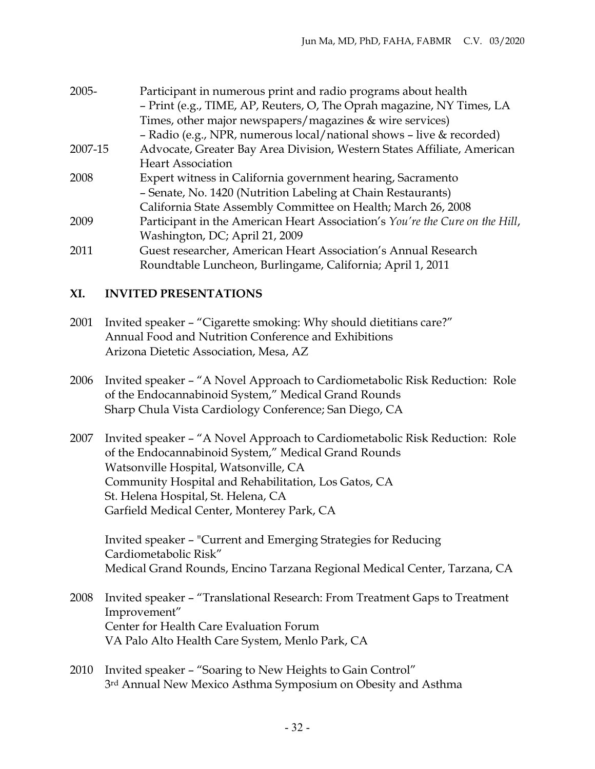| | |
|---|---|
| 2005- | Participant in numerous print and radio programs about health<br>– Print (e.g., TIME, AP, Reuters, O, The Oprah magazine, NY Times, LA Times, other major newspapers/magazines & wire services)<br>– Radio (e.g., NPR, numerous local/national shows – live & recorded) |
| 2007-15 | Advocate, Greater Bay Area Division, Western States Affiliate, American Heart Association |
| 2008 | Expert witness in California government hearing, Sacramento<br>– Senate, No. 1420 (Nutrition Labeling at Chain Restaurants)<br>California State Assembly Committee on Health; March 26, 2008 |
| 2009 | Participant in the American Heart Association's *You're the Cure on the Hill*, Washington, DC; April 21, 2009 |
| 2011 | Guest researcher, American Heart Association's Annual Research Roundtable Luncheon, Burlingame, California; April 1, 2011 |

## XI. INVITED PRESENTATIONS

2001 Invited speaker – "Cigarette smoking: Why should dietitians care?"
Annual Food and Nutrition Conference and Exhibitions
Arizona Dietetic Association, Mesa, AZ

2006 Invited speaker – "A Novel Approach to Cardiometabolic Risk Reduction: Role of the Endocannabinoid System," Medical Grand Rounds
Sharp Chula Vista Cardiology Conference; San Diego, CA

2007 Invited speaker – "A Novel Approach to Cardiometabolic Risk Reduction: Role of the Endocannabinoid System," Medical Grand Rounds
Watsonville Hospital, Watsonville, CA
Community Hospital and Rehabilitation, Los Gatos, CA
St. Helena Hospital, St. Helena, CA
Garfield Medical Center, Monterey Park, CA

Invited speaker – "Current and Emerging Strategies for Reducing Cardiometabolic Risk"
Medical Grand Rounds, Encino Tarzana Regional Medical Center, Tarzana, CA

2008 Invited speaker – "Translational Research: From Treatment Gaps to Treatment Improvement"
Center for Health Care Evaluation Forum
VA Palo Alto Health Care System, Menlo Park, CA

2010 Invited speaker – "Soaring to New Heights to Gain Control"
3rd Annual New Mexico Asthma Symposium on Obesity and Asthma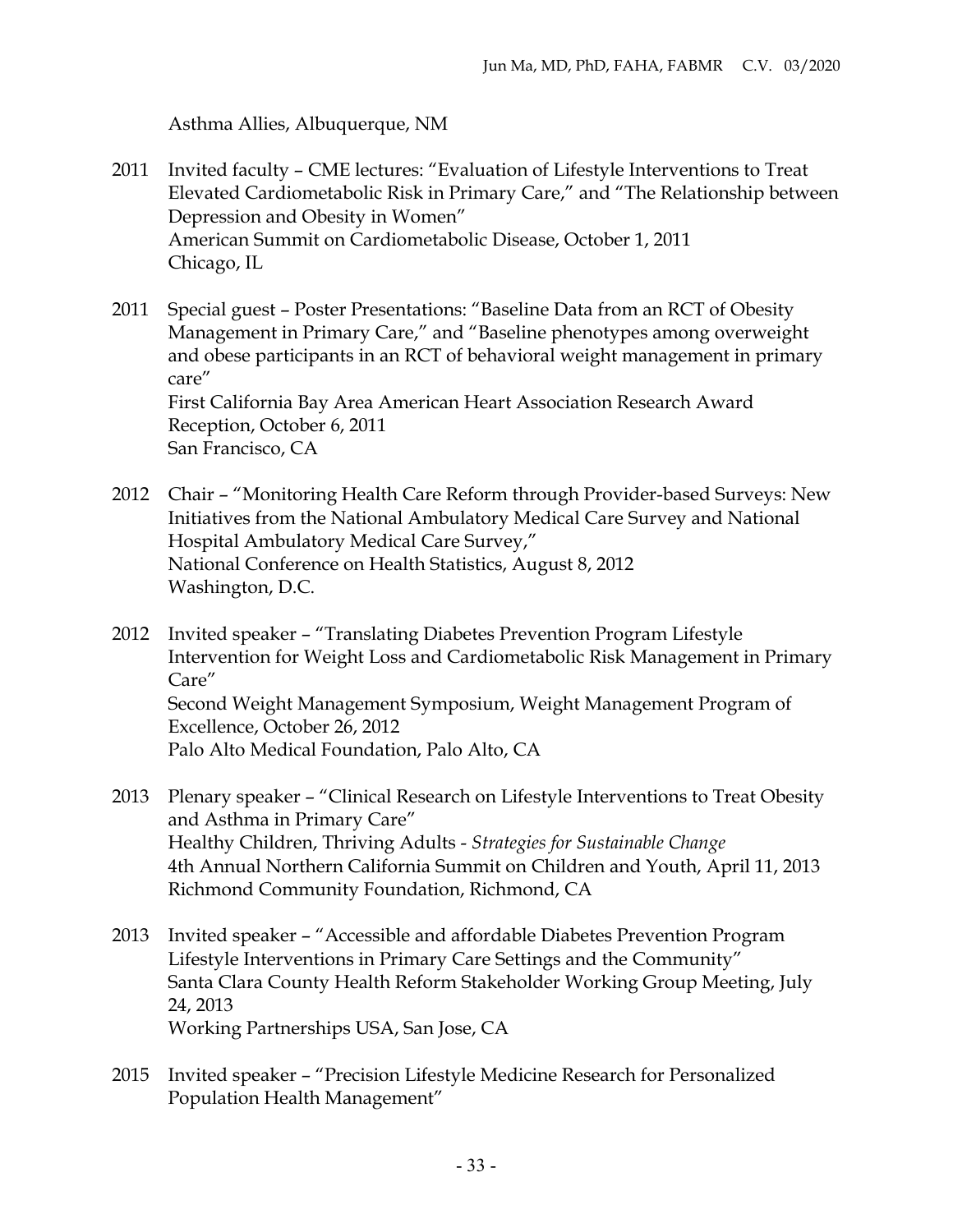Asthma Allies, Albuquerque, NM

2011 Invited faculty – CME lectures: "Evaluation of Lifestyle Interventions to Treat Elevated Cardiometabolic Risk in Primary Care," and "The Relationship between Depression and Obesity in Women"
American Summit on Cardiometabolic Disease, October 1, 2011
Chicago, IL

2011 Special guest – Poster Presentations: "Baseline Data from an RCT of Obesity Management in Primary Care," and "Baseline phenotypes among overweight and obese participants in an RCT of behavioral weight management in primary care"
First California Bay Area American Heart Association Research Award Reception, October 6, 2011
San Francisco, CA

2012 Chair – "Monitoring Health Care Reform through Provider-based Surveys: New Initiatives from the National Ambulatory Medical Care Survey and National Hospital Ambulatory Medical Care Survey,"
National Conference on Health Statistics, August 8, 2012
Washington, D.C.

2012 Invited speaker – "Translating Diabetes Prevention Program Lifestyle Intervention for Weight Loss and Cardiometabolic Risk Management in Primary Care"
Second Weight Management Symposium, Weight Management Program of Excellence, October 26, 2012
Palo Alto Medical Foundation, Palo Alto, CA

2013 Plenary speaker – "Clinical Research on Lifestyle Interventions to Treat Obesity and Asthma in Primary Care"
Healthy Children, Thriving Adults - *Strategies for Sustainable Change*
4th Annual Northern California Summit on Children and Youth, April 11, 2013
Richmond Community Foundation, Richmond, CA

2013 Invited speaker – "Accessible and affordable Diabetes Prevention Program Lifestyle Interventions in Primary Care Settings and the Community"
Santa Clara County Health Reform Stakeholder Working Group Meeting, July 24, 2013
Working Partnerships USA, San Jose, CA

2015 Invited speaker – "Precision Lifestyle Medicine Research for Personalized Population Health Management"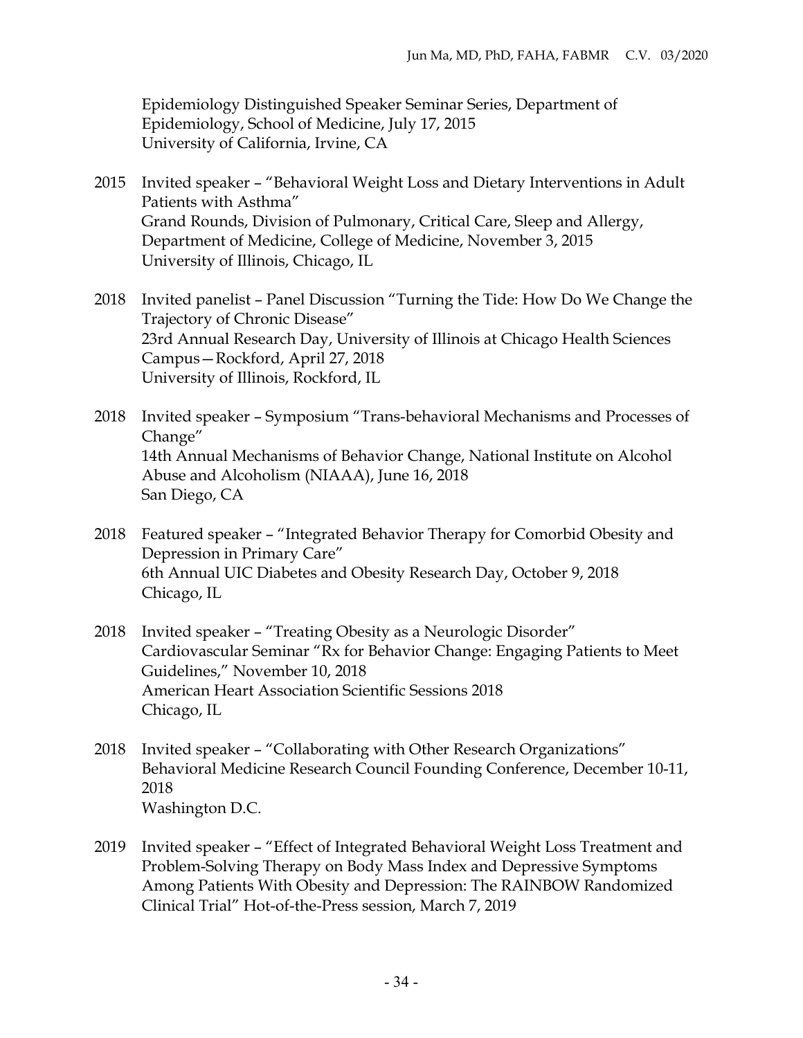Epidemiology Distinguished Speaker Seminar Series, Department of Epidemiology, School of Medicine, July 17, 2015
University of California, Irvine, CA

2015 Invited speaker – "Behavioral Weight Loss and Dietary Interventions in Adult Patients with Asthma"
Grand Rounds, Division of Pulmonary, Critical Care, Sleep and Allergy, Department of Medicine, College of Medicine, November 3, 2015
University of Illinois, Chicago, IL

2018 Invited panelist – Panel Discussion "Turning the Tide: How Do We Change the Trajectory of Chronic Disease"
23rd Annual Research Day, University of Illinois at Chicago Health Sciences Campus—Rockford, April 27, 2018
University of Illinois, Rockford, IL

2018 Invited speaker – Symposium "Trans-behavioral Mechanisms and Processes of Change"
14th Annual Mechanisms of Behavior Change, National Institute on Alcohol Abuse and Alcoholism (NIAAA), June 16, 2018
San Diego, CA

2018 Featured speaker – "Integrated Behavior Therapy for Comorbid Obesity and Depression in Primary Care"
6th Annual UIC Diabetes and Obesity Research Day, October 9, 2018
Chicago, IL

2018 Invited speaker – "Treating Obesity as a Neurologic Disorder"
Cardiovascular Seminar "Rx for Behavior Change: Engaging Patients to Meet Guidelines," November 10, 2018
American Heart Association Scientific Sessions 2018
Chicago, IL

2018 Invited speaker – "Collaborating with Other Research Organizations"
Behavioral Medicine Research Council Founding Conference, December 10-11, 2018
Washington D.C.

2019 Invited speaker – "Effect of Integrated Behavioral Weight Loss Treatment and Problem-Solving Therapy on Body Mass Index and Depressive Symptoms Among Patients With Obesity and Depression: The RAINBOW Randomized Clinical Trial" Hot-of-the-Press session, March 7, 2019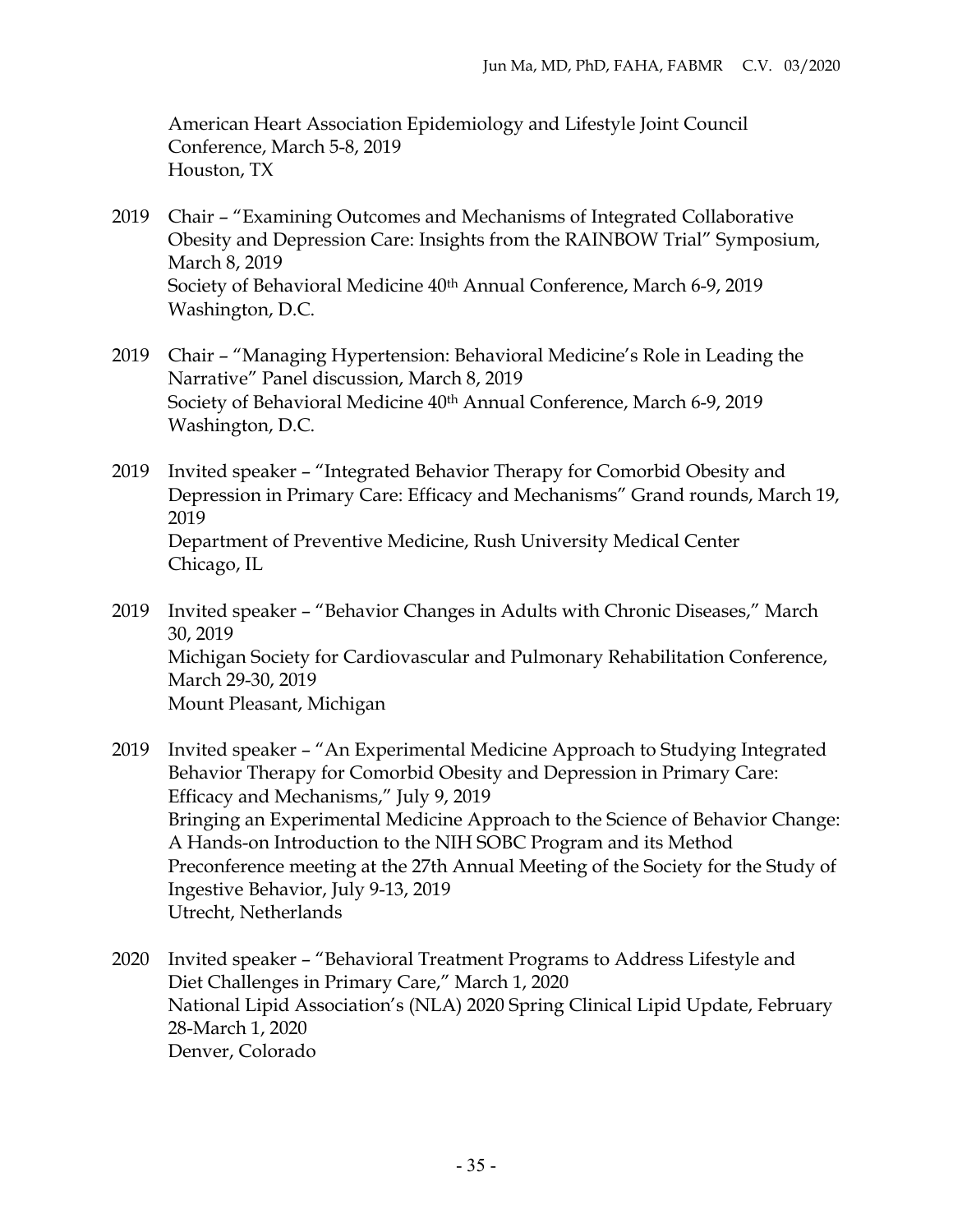American Heart Association Epidemiology and Lifestyle Joint Council Conference, March 5-8, 2019
Houston, TX

2019 Chair – "Examining Outcomes and Mechanisms of Integrated Collaborative Obesity and Depression Care: Insights from the RAINBOW Trial" Symposium, March 8, 2019
Society of Behavioral Medicine 40th Annual Conference, March 6-9, 2019
Washington, D.C.

2019 Chair – "Managing Hypertension: Behavioral Medicine's Role in Leading the Narrative" Panel discussion, March 8, 2019
Society of Behavioral Medicine 40th Annual Conference, March 6-9, 2019
Washington, D.C.

2019 Invited speaker – "Integrated Behavior Therapy for Comorbid Obesity and Depression in Primary Care: Efficacy and Mechanisms" Grand rounds, March 19, 2019
Department of Preventive Medicine, Rush University Medical Center
Chicago, IL

2019 Invited speaker – "Behavior Changes in Adults with Chronic Diseases," March 30, 2019
Michigan Society for Cardiovascular and Pulmonary Rehabilitation Conference, March 29-30, 2019
Mount Pleasant, Michigan

2019 Invited speaker – "An Experimental Medicine Approach to Studying Integrated Behavior Therapy for Comorbid Obesity and Depression in Primary Care: Efficacy and Mechanisms," July 9, 2019
Bringing an Experimental Medicine Approach to the Science of Behavior Change: A Hands-on Introduction to the NIH SOBC Program and its Method
Preconference meeting at the 27th Annual Meeting of the Society for the Study of Ingestive Behavior, July 9-13, 2019
Utrecht, Netherlands

2020 Invited speaker – "Behavioral Treatment Programs to Address Lifestyle and Diet Challenges in Primary Care," March 1, 2020
National Lipid Association's (NLA) 2020 Spring Clinical Lipid Update, February 28-March 1, 2020
Denver, Colorado